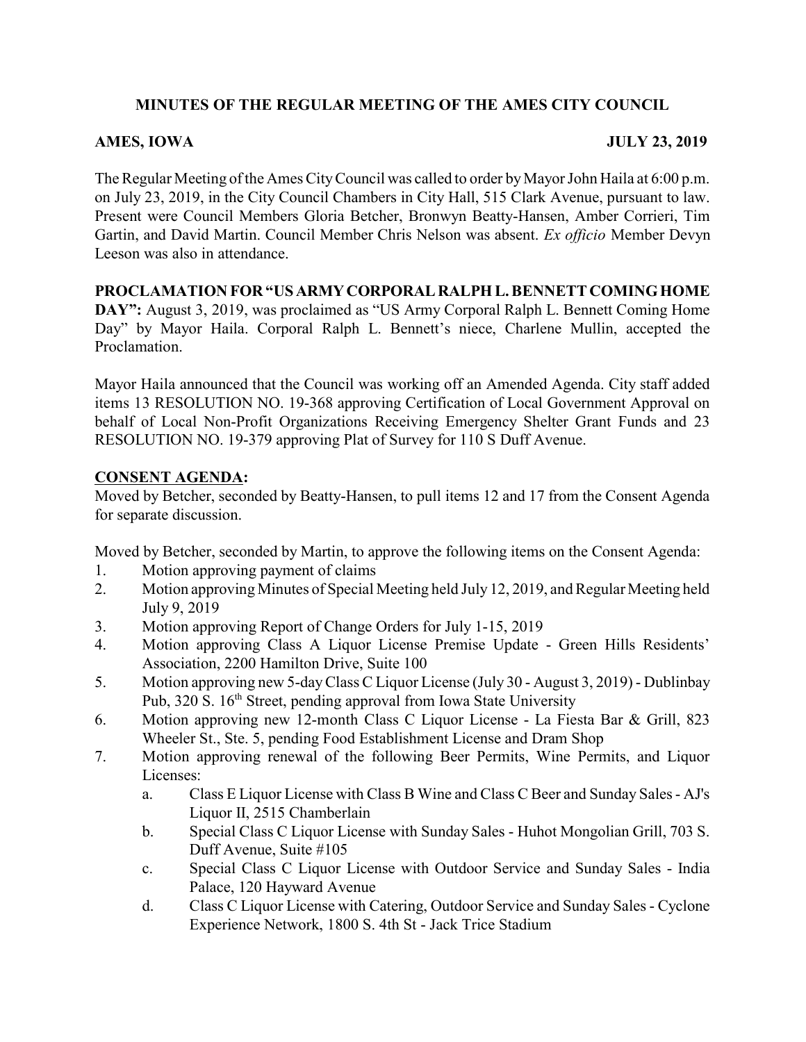# MINUTES OF THE REGULAR MEETING OF THE AMES CITY COUNCIL

**AMES, IOWA JULY 23, 2019**

The Regular Meeting of the Ames City Council was called to order by Mayor John Haila at 6:00 p.m. on July 23, 2019, in the City Council Chambers in City Hall, 515 Clark Avenue, pursuant to law. Present were Council Members Gloria Betcher, Bronwyn Beatty-Hansen, Amber Corrieri, Tim Gartin, and David Martin. Council Member Chris Nelson was absent. *Ex officio* Member Devyn Leeson was also in attendance.

**PROCLAMATION FOR "US ARMY CORPORAL RALPH L. BENNETT COMING HOME DAY":** August 3, 2019, was proclaimed as "US Army Corporal Ralph L. Bennett Coming Home Day" by Mayor Haila. Corporal Ralph L. Bennett's niece, Charlene Mullin, accepted the Proclamation.

Mayor Haila announced that the Council was working off an Amended Agenda. City staff added items 13 RESOLUTION NO. 19-368 approving Certification of Local Government Approval on behalf of Local Non-Profit Organizations Receiving Emergency Shelter Grant Funds and 23 RESOLUTION NO. 19-379 approving Plat of Survey for 110 S Duff Avenue.

**CONSENT AGENDA:**

Moved by Betcher, seconded by Beatty-Hansen, to pull items 12 and 17 from the Consent Agenda for separate discussion.

Moved by Betcher, seconded by Martin, to approve the following items on the Consent Agenda:

1. Motion approving payment of claims
2. Motion approving Minutes of Special Meeting held July 12, 2019, and Regular Meeting held July 9, 2019
3. Motion approving Report of Change Orders for July 1-15, 2019
4. Motion approving Class A Liquor License Premise Update - Green Hills Residents' Association, 2200 Hamilton Drive, Suite 100
5. Motion approving new 5-day Class C Liquor License (July 30 - August 3, 2019) - Dublinbay Pub, 320 S. 16th Street, pending approval from Iowa State University
6. Motion approving new 12-month Class C Liquor License - La Fiesta Bar & Grill, 823 Wheeler St., Ste. 5, pending Food Establishment License and Dram Shop
7. Motion approving renewal of the following Beer Permits, Wine Permits, and Liquor Licenses:
   a. Class E Liquor License with Class B Wine and Class C Beer and Sunday Sales - AJ's Liquor II, 2515 Chamberlain
   b. Special Class C Liquor License with Sunday Sales - Huhot Mongolian Grill, 703 S. Duff Avenue, Suite #105
   c. Special Class C Liquor License with Outdoor Service and Sunday Sales - India Palace, 120 Hayward Avenue
   d. Class C Liquor License with Catering, Outdoor Service and Sunday Sales - Cyclone Experience Network, 1800 S. 4th St - Jack Trice Stadium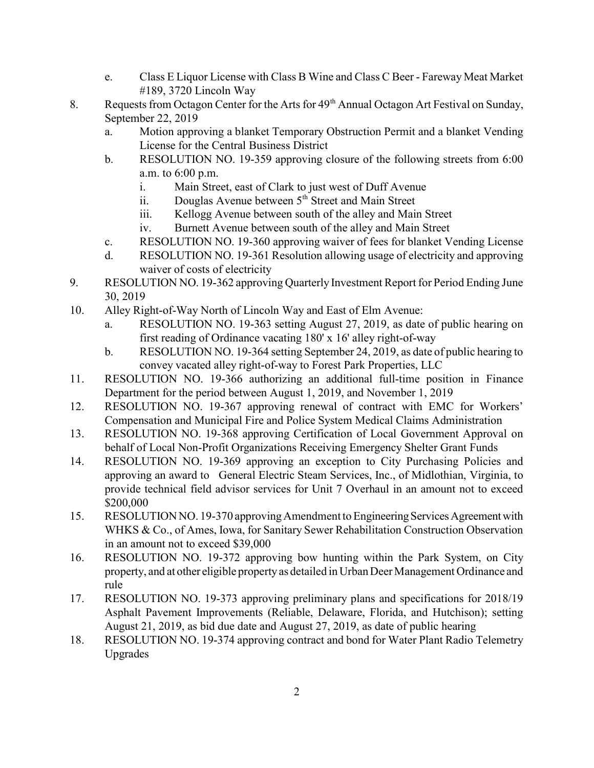e. Class E Liquor License with Class B Wine and Class C Beer - Fareway Meat Market #189, 3720 Lincoln Way

8. Requests from Octagon Center for the Arts for 49th Annual Octagon Art Festival on Sunday, September 22, 2019
   a. Motion approving a blanket Temporary Obstruction Permit and a blanket Vending License for the Central Business District
   b. RESOLUTION NO. 19-359 approving closure of the following streets from 6:00 a.m. to 6:00 p.m.
      i. Main Street, east of Clark to just west of Duff Avenue
      ii. Douglas Avenue between 5th Street and Main Street
      iii. Kellogg Avenue between south of the alley and Main Street
      iv. Burnett Avenue between south of the alley and Main Street
   c. RESOLUTION NO. 19-360 approving waiver of fees for blanket Vending License
   d. RESOLUTION NO. 19-361 Resolution allowing usage of electricity and approving waiver of costs of electricity
9. RESOLUTION NO. 19-362 approving Quarterly Investment Report for Period Ending June 30, 2019
10. Alley Right-of-Way North of Lincoln Way and East of Elm Avenue:
    a. RESOLUTION NO. 19-363 setting August 27, 2019, as date of public hearing on first reading of Ordinance vacating 180' x 16' alley right-of-way
    b. RESOLUTION NO. 19-364 setting September 24, 2019, as date of public hearing to convey vacated alley right-of-way to Forest Park Properties, LLC
11. RESOLUTION NO. 19-366 authorizing an additional full-time position in Finance Department for the period between August 1, 2019, and November 1, 2019
12. RESOLUTION NO. 19-367 approving renewal of contract with EMC for Workers' Compensation and Municipal Fire and Police System Medical Claims Administration
13. RESOLUTION NO. 19-368 approving Certification of Local Government Approval on behalf of Local Non-Profit Organizations Receiving Emergency Shelter Grant Funds
14. RESOLUTION NO. 19-369 approving an exception to City Purchasing Policies and approving an award to General Electric Steam Services, Inc., of Midlothian, Virginia, to provide technical field advisor services for Unit 7 Overhaul in an amount not to exceed $200,000
15. RESOLUTION NO. 19-370 approving Amendment to Engineering Services Agreement with WHKS & Co., of Ames, Iowa, for Sanitary Sewer Rehabilitation Construction Observation in an amount not to exceed $39,000
16. RESOLUTION NO. 19-372 approving bow hunting within the Park System, on City property, and at other eligible property as detailed in Urban Deer Management Ordinance and rule
17. RESOLUTION NO. 19-373 approving preliminary plans and specifications for 2018/19 Asphalt Pavement Improvements (Reliable, Delaware, Florida, and Hutchison); setting August 21, 2019, as bid due date and August 27, 2019, as date of public hearing
18. RESOLUTION NO. 19-374 approving contract and bond for Water Plant Radio Telemetry Upgrades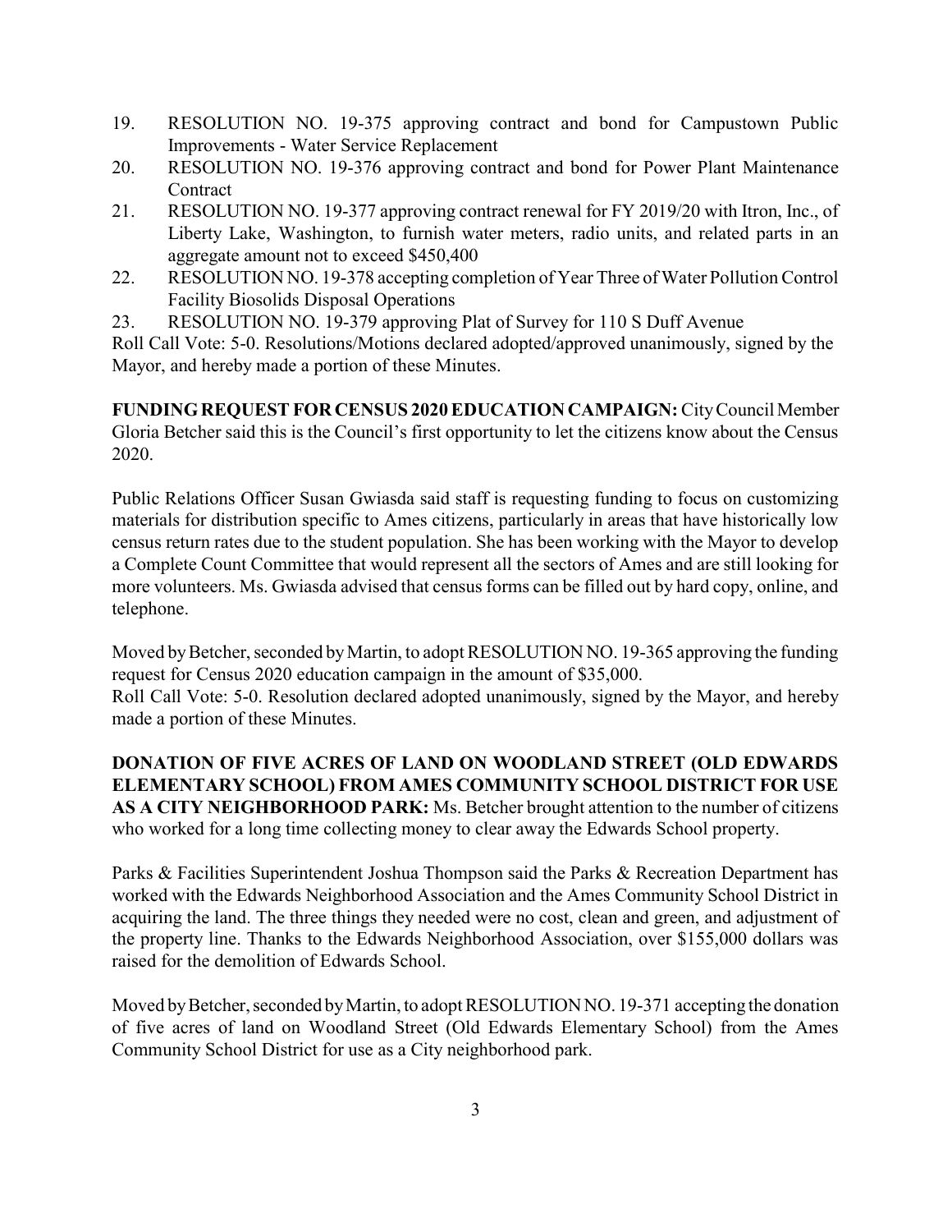19. RESOLUTION NO. 19-375 approving contract and bond for Campustown Public Improvements - Water Service Replacement
20. RESOLUTION NO. 19-376 approving contract and bond for Power Plant Maintenance Contract
21. RESOLUTION NO. 19-377 approving contract renewal for FY 2019/20 with Itron, Inc., of Liberty Lake, Washington, to furnish water meters, radio units, and related parts in an aggregate amount not to exceed $450,400
22. RESOLUTION NO. 19-378 accepting completion of Year Three of Water Pollution Control Facility Biosolids Disposal Operations
23. RESOLUTION NO. 19-379 approving Plat of Survey for 110 S Duff Avenue

Roll Call Vote: 5-0. Resolutions/Motions declared adopted/approved unanimously, signed by the Mayor, and hereby made a portion of these Minutes.

**FUNDING REQUEST FOR CENSUS 2020 EDUCATION CAMPAIGN:** City Council Member Gloria Betcher said this is the Council's first opportunity to let the citizens know about the Census 2020.

Public Relations Officer Susan Gwiasda said staff is requesting funding to focus on customizing materials for distribution specific to Ames citizens, particularly in areas that have historically low census return rates due to the student population. She has been working with the Mayor to develop a Complete Count Committee that would represent all the sectors of Ames and are still looking for more volunteers. Ms. Gwiasda advised that census forms can be filled out by hard copy, online, and telephone.

Moved by Betcher, seconded by Martin, to adopt RESOLUTION NO. 19-365 approving the funding request for Census 2020 education campaign in the amount of $35,000.
Roll Call Vote: 5-0. Resolution declared adopted unanimously, signed by the Mayor, and hereby made a portion of these Minutes.

**DONATION OF FIVE ACRES OF LAND ON WOODLAND STREET (OLD EDWARDS ELEMENTARY SCHOOL) FROM AMES COMMUNITY SCHOOL DISTRICT FOR USE AS A CITY NEIGHBORHOOD PARK:** Ms. Betcher brought attention to the number of citizens who worked for a long time collecting money to clear away the Edwards School property.

Parks & Facilities Superintendent Joshua Thompson said the Parks & Recreation Department has worked with the Edwards Neighborhood Association and the Ames Community School District in acquiring the land. The three things they needed were no cost, clean and green, and adjustment of the property line. Thanks to the Edwards Neighborhood Association, over $155,000 dollars was raised for the demolition of Edwards School.

Moved by Betcher, seconded by Martin, to adopt RESOLUTION NO. 19-371 accepting the donation of five acres of land on Woodland Street (Old Edwards Elementary School) from the Ames Community School District for use as a City neighborhood park.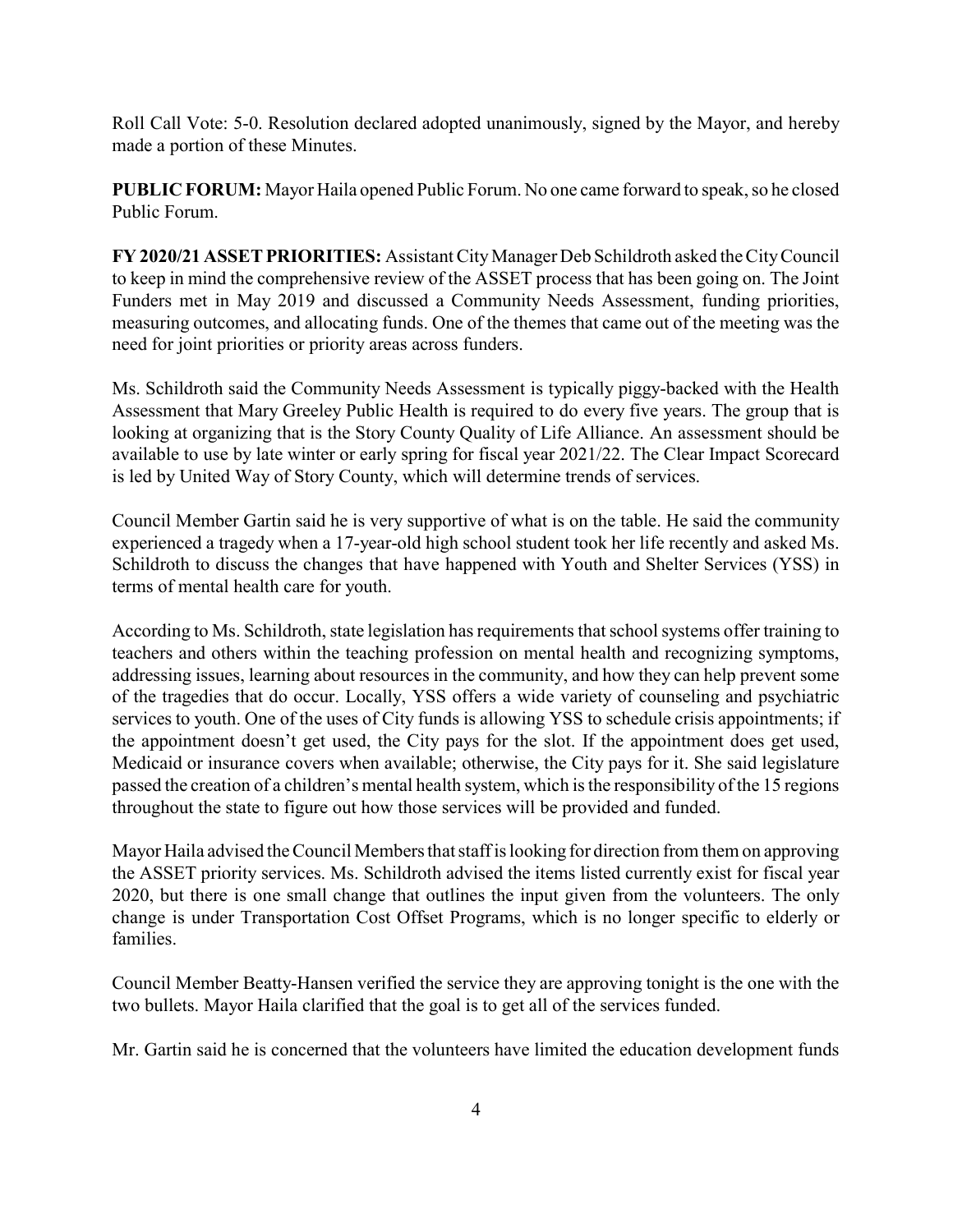Roll Call Vote: 5-0. Resolution declared adopted unanimously, signed by the Mayor, and hereby made a portion of these Minutes.

**PUBLIC FORUM:** Mayor Haila opened Public Forum. No one came forward to speak, so he closed Public Forum.

**FY 2020/21 ASSET PRIORITIES:** Assistant City Manager Deb Schildroth asked the City Council to keep in mind the comprehensive review of the ASSET process that has been going on. The Joint Funders met in May 2019 and discussed a Community Needs Assessment, funding priorities, measuring outcomes, and allocating funds. One of the themes that came out of the meeting was the need for joint priorities or priority areas across funders.

Ms. Schildroth said the Community Needs Assessment is typically piggy-backed with the Health Assessment that Mary Greeley Public Health is required to do every five years. The group that is looking at organizing that is the Story County Quality of Life Alliance. An assessment should be available to use by late winter or early spring for fiscal year 2021/22. The Clear Impact Scorecard is led by United Way of Story County, which will determine trends of services.

Council Member Gartin said he is very supportive of what is on the table. He said the community experienced a tragedy when a 17-year-old high school student took her life recently and asked Ms. Schildroth to discuss the changes that have happened with Youth and Shelter Services (YSS) in terms of mental health care for youth.

According to Ms. Schildroth, state legislation has requirements that school systems offer training to teachers and others within the teaching profession on mental health and recognizing symptoms, addressing issues, learning about resources in the community, and how they can help prevent some of the tragedies that do occur. Locally, YSS offers a wide variety of counseling and psychiatric services to youth. One of the uses of City funds is allowing YSS to schedule crisis appointments; if the appointment doesn't get used, the City pays for the slot. If the appointment does get used, Medicaid or insurance covers when available; otherwise, the City pays for it. She said legislature passed the creation of a children's mental health system, which is the responsibility of the 15 regions throughout the state to figure out how those services will be provided and funded.

Mayor Haila advised the Council Members that staff is looking for direction from them on approving the ASSET priority services. Ms. Schildroth advised the items listed currently exist for fiscal year 2020, but there is one small change that outlines the input given from the volunteers. The only change is under Transportation Cost Offset Programs, which is no longer specific to elderly or families.

Council Member Beatty-Hansen verified the service they are approving tonight is the one with the two bullets. Mayor Haila clarified that the goal is to get all of the services funded.

Mr. Gartin said he is concerned that the volunteers have limited the education development funds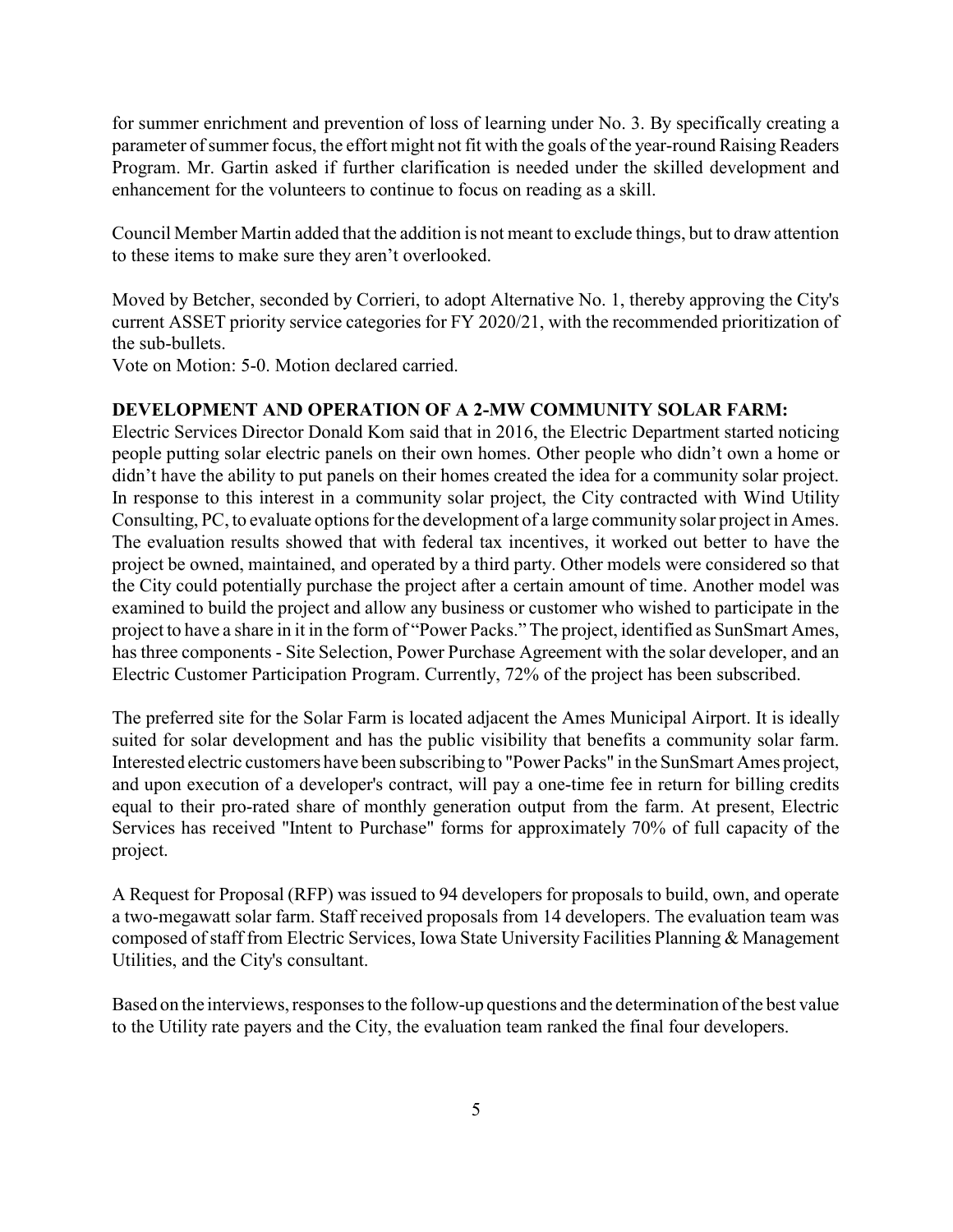for summer enrichment and prevention of loss of learning under No. 3. By specifically creating a parameter of summer focus, the effort might not fit with the goals of the year-round Raising Readers Program. Mr. Gartin asked if further clarification is needed under the skilled development and enhancement for the volunteers to continue to focus on reading as a skill.

Council Member Martin added that the addition is not meant to exclude things, but to draw attention to these items to make sure they aren't overlooked.

Moved by Betcher, seconded by Corrieri, to adopt Alternative No. 1, thereby approving the City's current ASSET priority service categories for FY 2020/21, with the recommended prioritization of the sub-bullets.

Vote on Motion: 5-0. Motion declared carried.

**DEVELOPMENT AND OPERATION OF A 2-MW COMMUNITY SOLAR FARM:**
Electric Services Director Donald Kom said that in 2016, the Electric Department started noticing people putting solar electric panels on their own homes. Other people who didn't own a home or didn't have the ability to put panels on their homes created the idea for a community solar project. In response to this interest in a community solar project, the City contracted with Wind Utility Consulting, PC, to evaluate options for the development of a large community solar project in Ames. The evaluation results showed that with federal tax incentives, it worked out better to have the project be owned, maintained, and operated by a third party. Other models were considered so that the City could potentially purchase the project after a certain amount of time. Another model was examined to build the project and allow any business or customer who wished to participate in the project to have a share in it in the form of "Power Packs." The project, identified as SunSmart Ames, has three components - Site Selection, Power Purchase Agreement with the solar developer, and an Electric Customer Participation Program. Currently, 72% of the project has been subscribed.

The preferred site for the Solar Farm is located adjacent the Ames Municipal Airport. It is ideally suited for solar development and has the public visibility that benefits a community solar farm. Interested electric customers have been subscribing to "Power Packs" in the SunSmart Ames project, and upon execution of a developer's contract, will pay a one-time fee in return for billing credits equal to their pro-rated share of monthly generation output from the farm. At present, Electric Services has received "Intent to Purchase" forms for approximately 70% of full capacity of the project.

A Request for Proposal (RFP) was issued to 94 developers for proposals to build, own, and operate a two-megawatt solar farm. Staff received proposals from 14 developers. The evaluation team was composed of staff from Electric Services, Iowa State University Facilities Planning & Management Utilities, and the City's consultant.

Based on the interviews, responses to the follow-up questions and the determination of the best value to the Utility rate payers and the City, the evaluation team ranked the final four developers.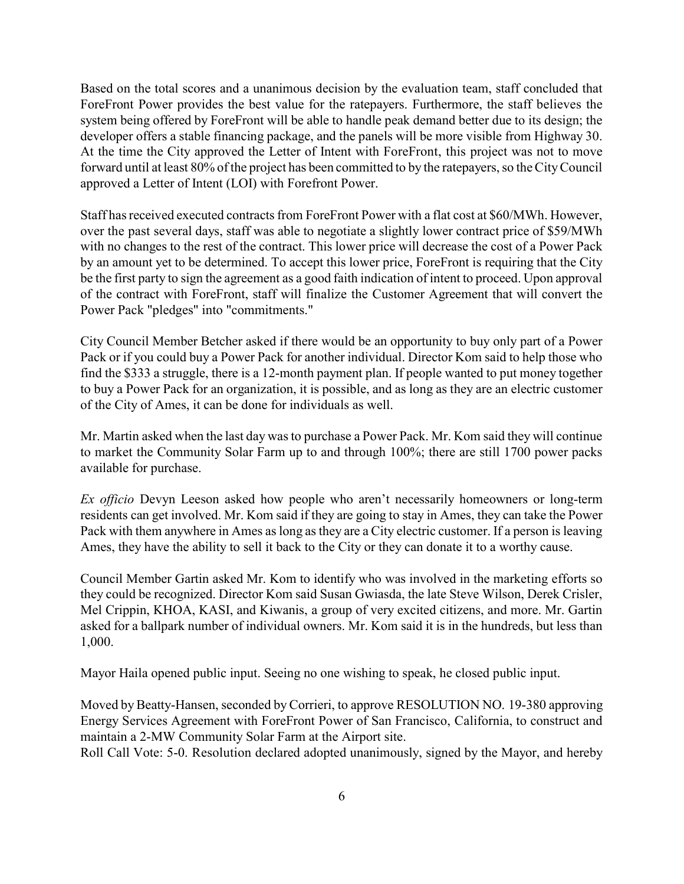Based on the total scores and a unanimous decision by the evaluation team, staff concluded that ForeFront Power provides the best value for the ratepayers. Furthermore, the staff believes the system being offered by ForeFront will be able to handle peak demand better due to its design; the developer offers a stable financing package, and the panels will be more visible from Highway 30. At the time the City approved the Letter of Intent with ForeFront, this project was not to move forward until at least 80% of the project has been committed to by the ratepayers, so the City Council approved a Letter of Intent (LOI) with Forefront Power.

Staff has received executed contracts from ForeFront Power with a flat cost at $60/MWh. However, over the past several days, staff was able to negotiate a slightly lower contract price of $59/MWh with no changes to the rest of the contract. This lower price will decrease the cost of a Power Pack by an amount yet to be determined. To accept this lower price, ForeFront is requiring that the City be the first party to sign the agreement as a good faith indication of intent to proceed. Upon approval of the contract with ForeFront, staff will finalize the Customer Agreement that will convert the Power Pack "pledges" into "commitments."

City Council Member Betcher asked if there would be an opportunity to buy only part of a Power Pack or if you could buy a Power Pack for another individual. Director Kom said to help those who find the $333 a struggle, there is a 12-month payment plan. If people wanted to put money together to buy a Power Pack for an organization, it is possible, and as long as they are an electric customer of the City of Ames, it can be done for individuals as well.

Mr. Martin asked when the last day was to purchase a Power Pack. Mr. Kom said they will continue to market the Community Solar Farm up to and through 100%; there are still 1700 power packs available for purchase.

*Ex officio* Devyn Leeson asked how people who aren't necessarily homeowners or long-term residents can get involved. Mr. Kom said if they are going to stay in Ames, they can take the Power Pack with them anywhere in Ames as long as they are a City electric customer. If a person is leaving Ames, they have the ability to sell it back to the City or they can donate it to a worthy cause.

Council Member Gartin asked Mr. Kom to identify who was involved in the marketing efforts so they could be recognized. Director Kom said Susan Gwiasda, the late Steve Wilson, Derek Crisler, Mel Crippin, KHOA, KASI, and Kiwanis, a group of very excited citizens, and more. Mr. Gartin asked for a ballpark number of individual owners. Mr. Kom said it is in the hundreds, but less than 1,000.

Mayor Haila opened public input. Seeing no one wishing to speak, he closed public input.

Moved by Beatty-Hansen, seconded by Corrieri, to approve RESOLUTION NO. 19-380 approving Energy Services Agreement with ForeFront Power of San Francisco, California, to construct and maintain a 2-MW Community Solar Farm at the Airport site.
Roll Call Vote: 5-0. Resolution declared adopted unanimously, signed by the Mayor, and hereby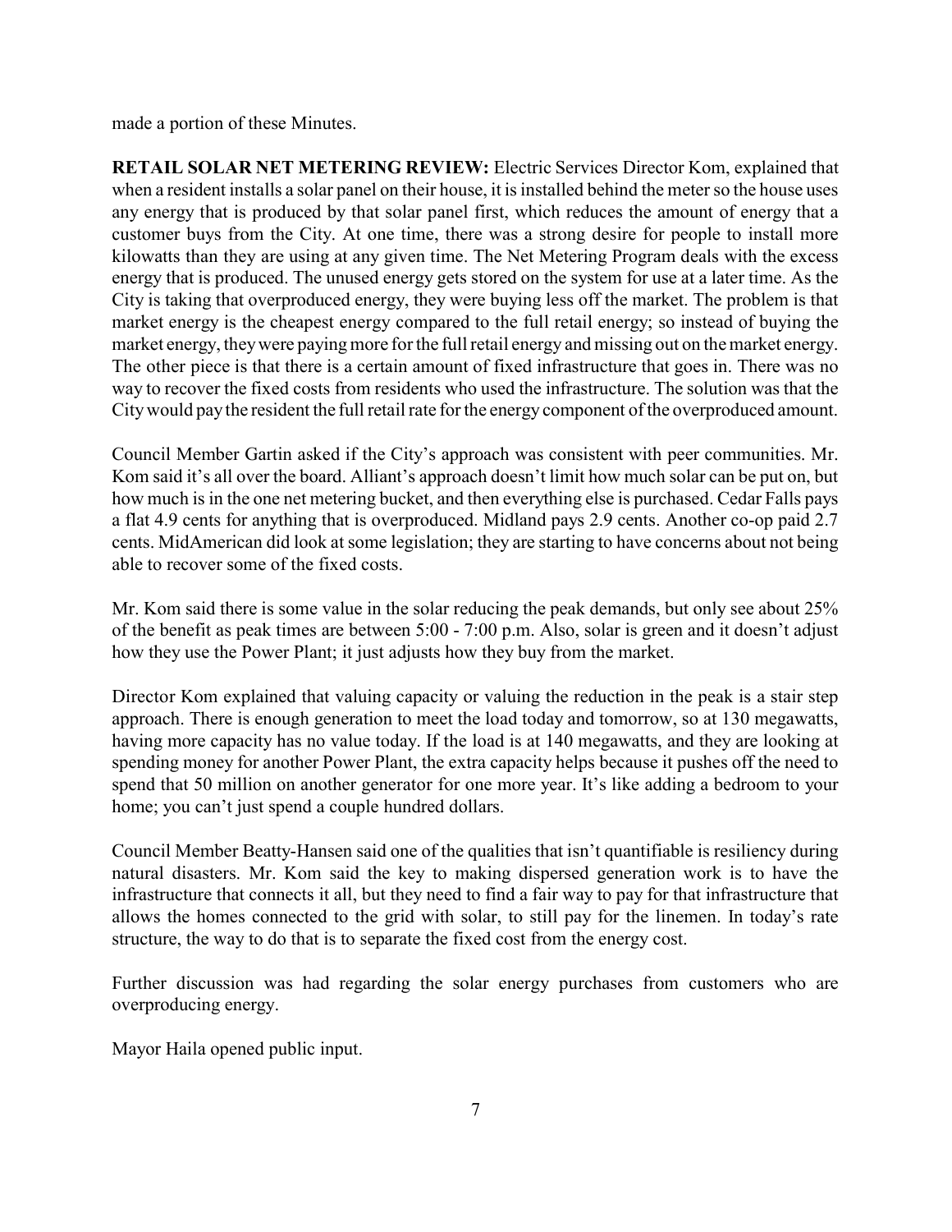made a portion of these Minutes.

**RETAIL SOLAR NET METERING REVIEW:** Electric Services Director Kom, explained that when a resident installs a solar panel on their house, it is installed behind the meter so the house uses any energy that is produced by that solar panel first, which reduces the amount of energy that a customer buys from the City. At one time, there was a strong desire for people to install more kilowatts than they are using at any given time. The Net Metering Program deals with the excess energy that is produced. The unused energy gets stored on the system for use at a later time. As the City is taking that overproduced energy, they were buying less off the market. The problem is that market energy is the cheapest energy compared to the full retail energy; so instead of buying the market energy, they were paying more for the full retail energy and missing out on the market energy. The other piece is that there is a certain amount of fixed infrastructure that goes in. There was no way to recover the fixed costs from residents who used the infrastructure. The solution was that the City would pay the resident the full retail rate for the energy component of the overproduced amount.

Council Member Gartin asked if the City's approach was consistent with peer communities. Mr. Kom said it's all over the board. Alliant's approach doesn't limit how much solar can be put on, but how much is in the one net metering bucket, and then everything else is purchased. Cedar Falls pays a flat 4.9 cents for anything that is overproduced. Midland pays 2.9 cents. Another co-op paid 2.7 cents. MidAmerican did look at some legislation; they are starting to have concerns about not being able to recover some of the fixed costs.

Mr. Kom said there is some value in the solar reducing the peak demands, but only see about 25% of the benefit as peak times are between 5:00 - 7:00 p.m. Also, solar is green and it doesn't adjust how they use the Power Plant; it just adjusts how they buy from the market.

Director Kom explained that valuing capacity or valuing the reduction in the peak is a stair step approach. There is enough generation to meet the load today and tomorrow, so at 130 megawatts, having more capacity has no value today. If the load is at 140 megawatts, and they are looking at spending money for another Power Plant, the extra capacity helps because it pushes off the need to spend that 50 million on another generator for one more year. It's like adding a bedroom to your home; you can't just spend a couple hundred dollars.

Council Member Beatty-Hansen said one of the qualities that isn't quantifiable is resiliency during natural disasters. Mr. Kom said the key to making dispersed generation work is to have the infrastructure that connects it all, but they need to find a fair way to pay for that infrastructure that allows the homes connected to the grid with solar, to still pay for the linemen. In today's rate structure, the way to do that is to separate the fixed cost from the energy cost.

Further discussion was had regarding the solar energy purchases from customers who are overproducing energy.

Mayor Haila opened public input.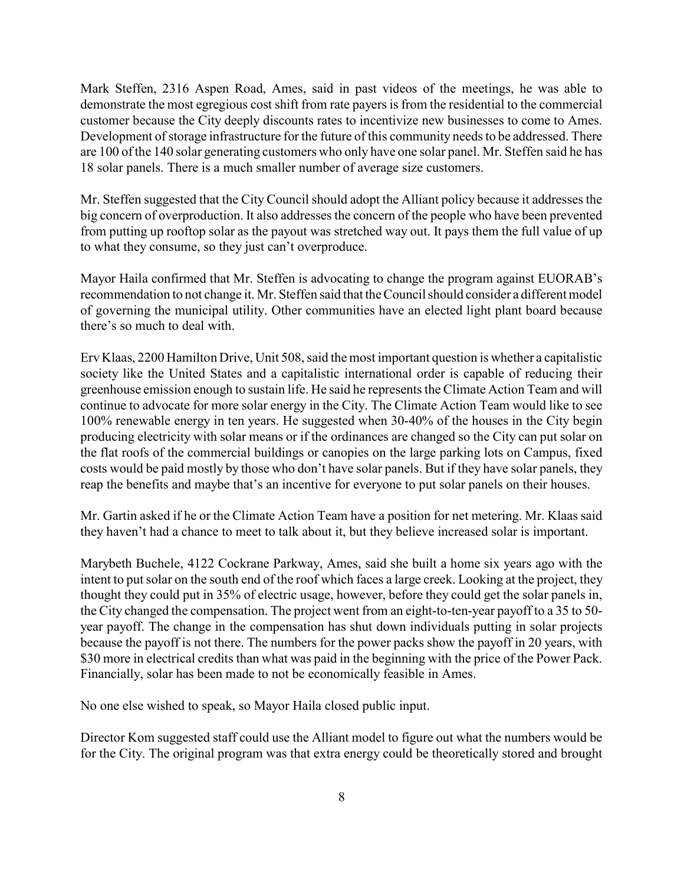Mark Steffen, 2316 Aspen Road, Ames, said in past videos of the meetings, he was able to demonstrate the most egregious cost shift from rate payers is from the residential to the commercial customer because the City deeply discounts rates to incentivize new businesses to come to Ames. Development of storage infrastructure for the future of this community needs to be addressed. There are 100 of the 140 solar generating customers who only have one solar panel. Mr. Steffen said he has 18 solar panels. There is a much smaller number of average size customers.

Mr. Steffen suggested that the City Council should adopt the Alliant policy because it addresses the big concern of overproduction. It also addresses the concern of the people who have been prevented from putting up rooftop solar as the payout was stretched way out. It pays them the full value of up to what they consume, so they just can't overproduce.

Mayor Haila confirmed that Mr. Steffen is advocating to change the program against EUORAB's recommendation to not change it. Mr. Steffen said that the Council should consider a different model of governing the municipal utility. Other communities have an elected light plant board because there's so much to deal with.

Erv Klaas, 2200 Hamilton Drive, Unit 508, said the most important question is whether a capitalistic society like the United States and a capitalistic international order is capable of reducing their greenhouse emission enough to sustain life. He said he represents the Climate Action Team and will continue to advocate for more solar energy in the City. The Climate Action Team would like to see 100% renewable energy in ten years. He suggested when 30-40% of the houses in the City begin producing electricity with solar means or if the ordinances are changed so the City can put solar on the flat roofs of the commercial buildings or canopies on the large parking lots on Campus, fixed costs would be paid mostly by those who don't have solar panels. But if they have solar panels, they reap the benefits and maybe that's an incentive for everyone to put solar panels on their houses.

Mr. Gartin asked if he or the Climate Action Team have a position for net metering. Mr. Klaas said they haven't had a chance to meet to talk about it, but they believe increased solar is important.

Marybeth Buchele, 4122 Cockrane Parkway, Ames, said she built a home six years ago with the intent to put solar on the south end of the roof which faces a large creek. Looking at the project, they thought they could put in 35% of electric usage, however, before they could get the solar panels in, the City changed the compensation. The project went from an eight-to-ten-year payoff to a 35 to 50-year payoff. The change in the compensation has shut down individuals putting in solar projects because the payoff is not there. The numbers for the power packs show the payoff in 20 years, with $30 more in electrical credits than what was paid in the beginning with the price of the Power Pack. Financially, solar has been made to not be economically feasible in Ames.

No one else wished to speak, so Mayor Haila closed public input.

Director Kom suggested staff could use the Alliant model to figure out what the numbers would be for the City. The original program was that extra energy could be theoretically stored and brought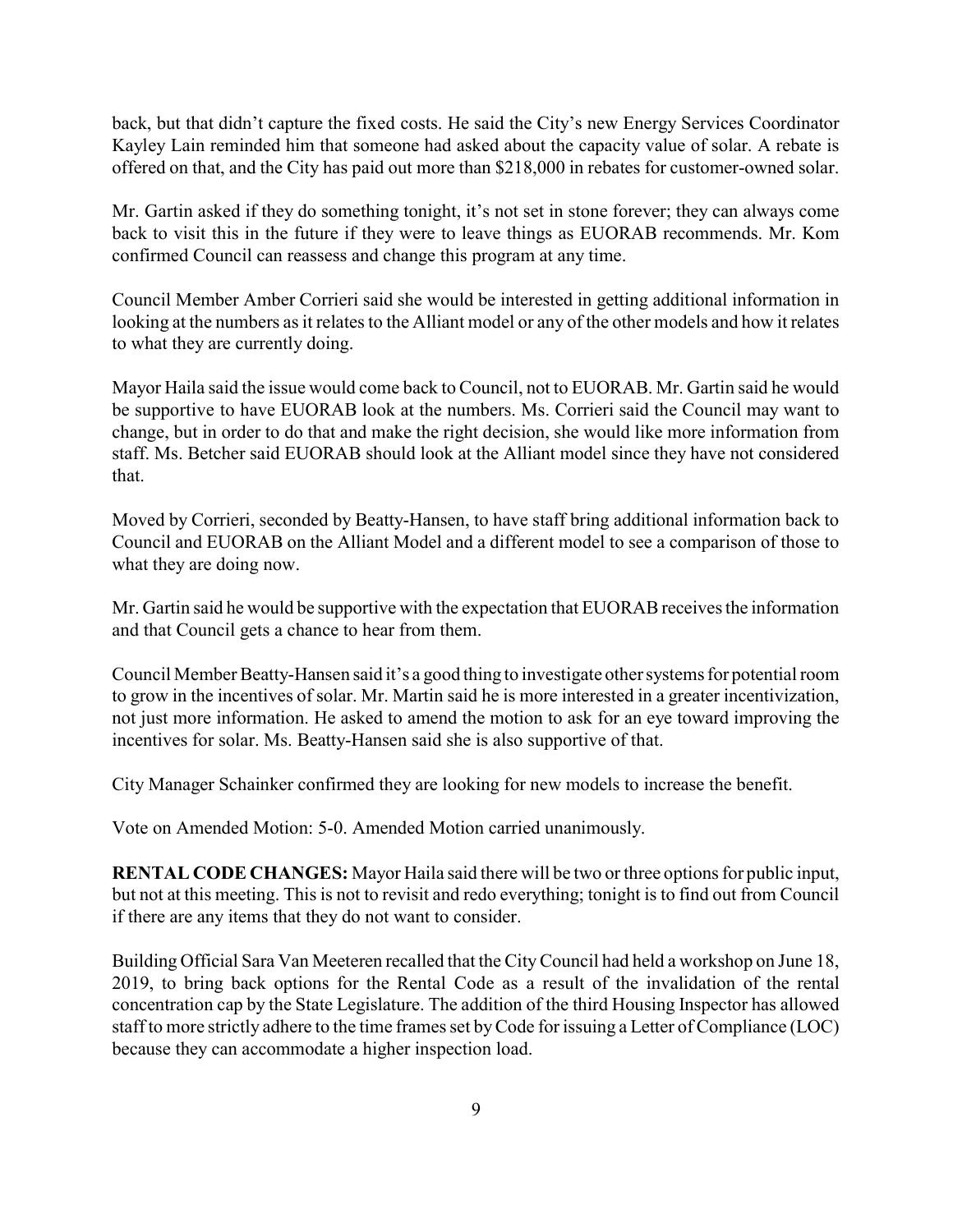back, but that didn't capture the fixed costs. He said the City's new Energy Services Coordinator Kayley Lain reminded him that someone had asked about the capacity value of solar. A rebate is offered on that, and the City has paid out more than $218,000 in rebates for customer-owned solar.

Mr. Gartin asked if they do something tonight, it's not set in stone forever; they can always come back to visit this in the future if they were to leave things as EUORAB recommends. Mr. Kom confirmed Council can reassess and change this program at any time.

Council Member Amber Corrieri said she would be interested in getting additional information in looking at the numbers as it relates to the Alliant model or any of the other models and how it relates to what they are currently doing.

Mayor Haila said the issue would come back to Council, not to EUORAB. Mr. Gartin said he would be supportive to have EUORAB look at the numbers. Ms. Corrieri said the Council may want to change, but in order to do that and make the right decision, she would like more information from staff. Ms. Betcher said EUORAB should look at the Alliant model since they have not considered that.

Moved by Corrieri, seconded by Beatty-Hansen, to have staff bring additional information back to Council and EUORAB on the Alliant Model and a different model to see a comparison of those to what they are doing now.

Mr. Gartin said he would be supportive with the expectation that EUORAB receives the information and that Council gets a chance to hear from them.

Council Member Beatty-Hansen said it's a good thing to investigate other systems for potential room to grow in the incentives of solar. Mr. Martin said he is more interested in a greater incentivization, not just more information. He asked to amend the motion to ask for an eye toward improving the incentives for solar. Ms. Beatty-Hansen said she is also supportive of that.

City Manager Schainker confirmed they are looking for new models to increase the benefit.

Vote on Amended Motion: 5-0. Amended Motion carried unanimously.

**RENTAL CODE CHANGES:** Mayor Haila said there will be two or three options for public input, but not at this meeting. This is not to revisit and redo everything; tonight is to find out from Council if there are any items that they do not want to consider.

Building Official Sara Van Meeteren recalled that the City Council had held a workshop on June 18, 2019, to bring back options for the Rental Code as a result of the invalidation of the rental concentration cap by the State Legislature. The addition of the third Housing Inspector has allowed staff to more strictly adhere to the time frames set by Code for issuing a Letter of Compliance (LOC) because they can accommodate a higher inspection load.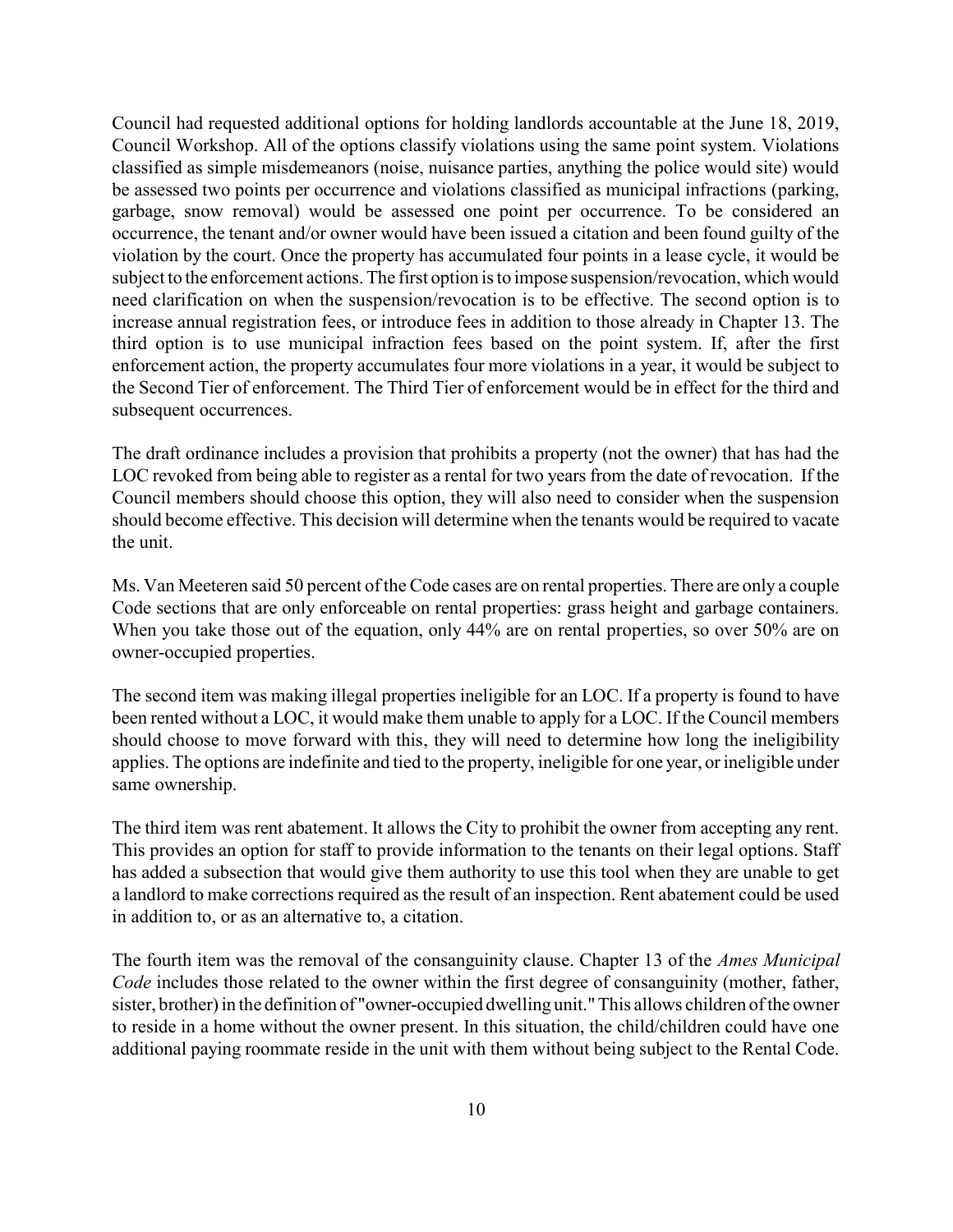Council had requested additional options for holding landlords accountable at the June 18, 2019, Council Workshop. All of the options classify violations using the same point system. Violations classified as simple misdemeanors (noise, nuisance parties, anything the police would site) would be assessed two points per occurrence and violations classified as municipal infractions (parking, garbage, snow removal) would be assessed one point per occurrence. To be considered an occurrence, the tenant and/or owner would have been issued a citation and been found guilty of the violation by the court. Once the property has accumulated four points in a lease cycle, it would be subject to the enforcement actions. The first option is to impose suspension/revocation, which would need clarification on when the suspension/revocation is to be effective. The second option is to increase annual registration fees, or introduce fees in addition to those already in Chapter 13. The third option is to use municipal infraction fees based on the point system. If, after the first enforcement action, the property accumulates four more violations in a year, it would be subject to the Second Tier of enforcement. The Third Tier of enforcement would be in effect for the third and subsequent occurrences.

The draft ordinance includes a provision that prohibits a property (not the owner) that has had the LOC revoked from being able to register as a rental for two years from the date of revocation. If the Council members should choose this option, they will also need to consider when the suspension should become effective. This decision will determine when the tenants would be required to vacate the unit.

Ms. Van Meeteren said 50 percent of the Code cases are on rental properties. There are only a couple Code sections that are only enforceable on rental properties: grass height and garbage containers. When you take those out of the equation, only 44% are on rental properties, so over 50% are on owner-occupied properties.

The second item was making illegal properties ineligible for an LOC. If a property is found to have been rented without a LOC, it would make them unable to apply for a LOC. If the Council members should choose to move forward with this, they will need to determine how long the ineligibility applies. The options are indefinite and tied to the property, ineligible for one year, or ineligible under same ownership.

The third item was rent abatement. It allows the City to prohibit the owner from accepting any rent. This provides an option for staff to provide information to the tenants on their legal options. Staff has added a subsection that would give them authority to use this tool when they are unable to get a landlord to make corrections required as the result of an inspection. Rent abatement could be used in addition to, or as an alternative to, a citation.

The fourth item was the removal of the consanguinity clause. Chapter 13 of the *Ames Municipal Code* includes those related to the owner within the first degree of consanguinity (mother, father, sister, brother) in the definition of "owner-occupied dwelling unit." This allows children of the owner to reside in a home without the owner present. In this situation, the child/children could have one additional paying roommate reside in the unit with them without being subject to the Rental Code.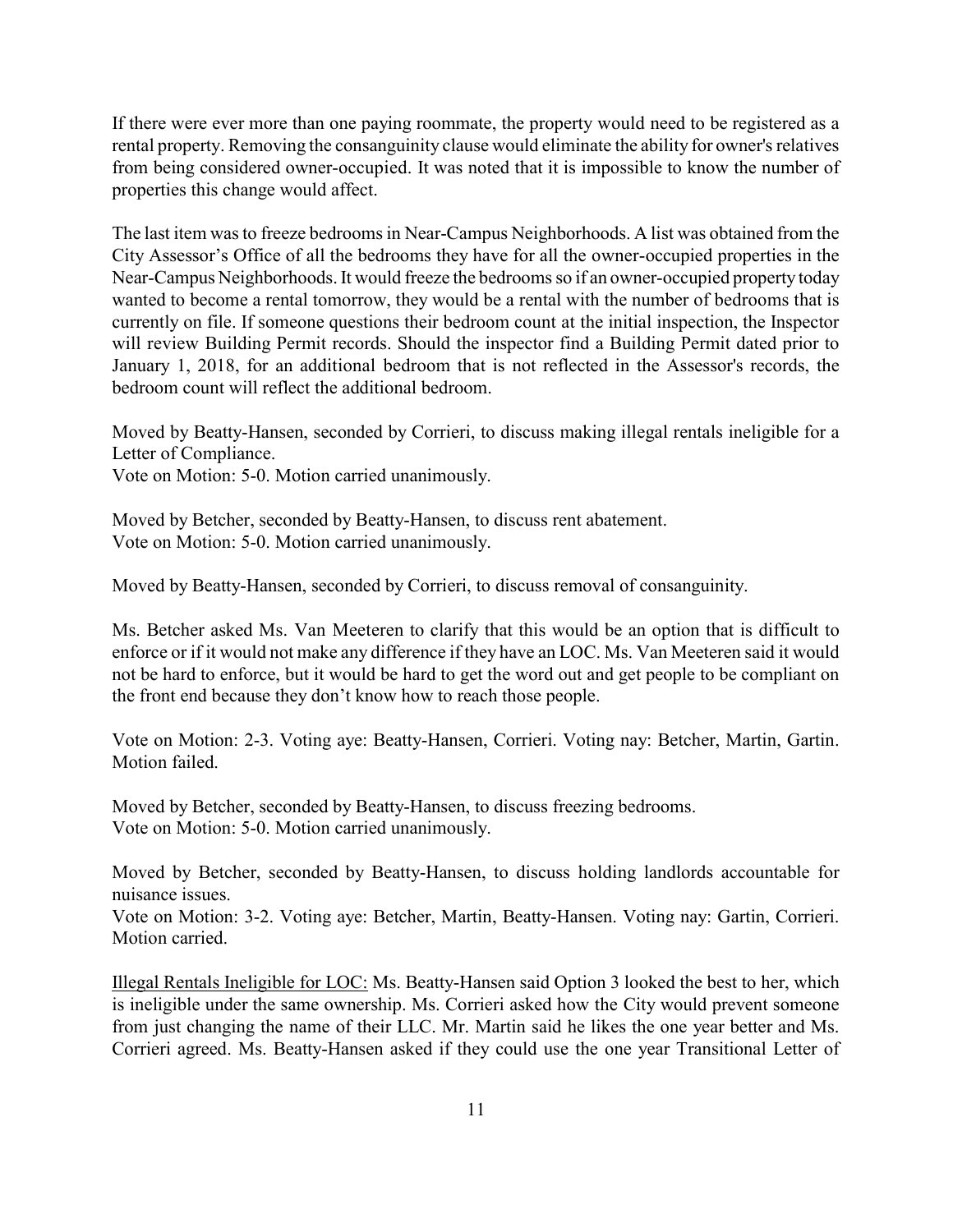If there were ever more than one paying roommate, the property would need to be registered as a rental property. Removing the consanguinity clause would eliminate the ability for owner's relatives from being considered owner-occupied. It was noted that it is impossible to know the number of properties this change would affect.

The last item was to freeze bedrooms in Near-Campus Neighborhoods. A list was obtained from the City Assessor's Office of all the bedrooms they have for all the owner-occupied properties in the Near-Campus Neighborhoods. It would freeze the bedrooms so if an owner-occupied property today wanted to become a rental tomorrow, they would be a rental with the number of bedrooms that is currently on file. If someone questions their bedroom count at the initial inspection, the Inspector will review Building Permit records. Should the inspector find a Building Permit dated prior to January 1, 2018, for an additional bedroom that is not reflected in the Assessor's records, the bedroom count will reflect the additional bedroom.

Moved by Beatty-Hansen, seconded by Corrieri, to discuss making illegal rentals ineligible for a Letter of Compliance.
Vote on Motion: 5-0. Motion carried unanimously.

Moved by Betcher, seconded by Beatty-Hansen, to discuss rent abatement.
Vote on Motion: 5-0. Motion carried unanimously.

Moved by Beatty-Hansen, seconded by Corrieri, to discuss removal of consanguinity.

Ms. Betcher asked Ms. Van Meeteren to clarify that this would be an option that is difficult to enforce or if it would not make any difference if they have an LOC. Ms. Van Meeteren said it would not be hard to enforce, but it would be hard to get the word out and get people to be compliant on the front end because they don't know how to reach those people.

Vote on Motion: 2-3. Voting aye: Beatty-Hansen, Corrieri. Voting nay: Betcher, Martin, Gartin. Motion failed.

Moved by Betcher, seconded by Beatty-Hansen, to discuss freezing bedrooms.
Vote on Motion: 5-0. Motion carried unanimously.

Moved by Betcher, seconded by Beatty-Hansen, to discuss holding landlords accountable for nuisance issues.
Vote on Motion: 3-2. Voting aye: Betcher, Martin, Beatty-Hansen. Voting nay: Gartin, Corrieri. Motion carried.

Illegal Rentals Ineligible for LOC: Ms. Beatty-Hansen said Option 3 looked the best to her, which is ineligible under the same ownership. Ms. Corrieri asked how the City would prevent someone from just changing the name of their LLC. Mr. Martin said he likes the one year better and Ms. Corrieri agreed. Ms. Beatty-Hansen asked if they could use the one year Transitional Letter of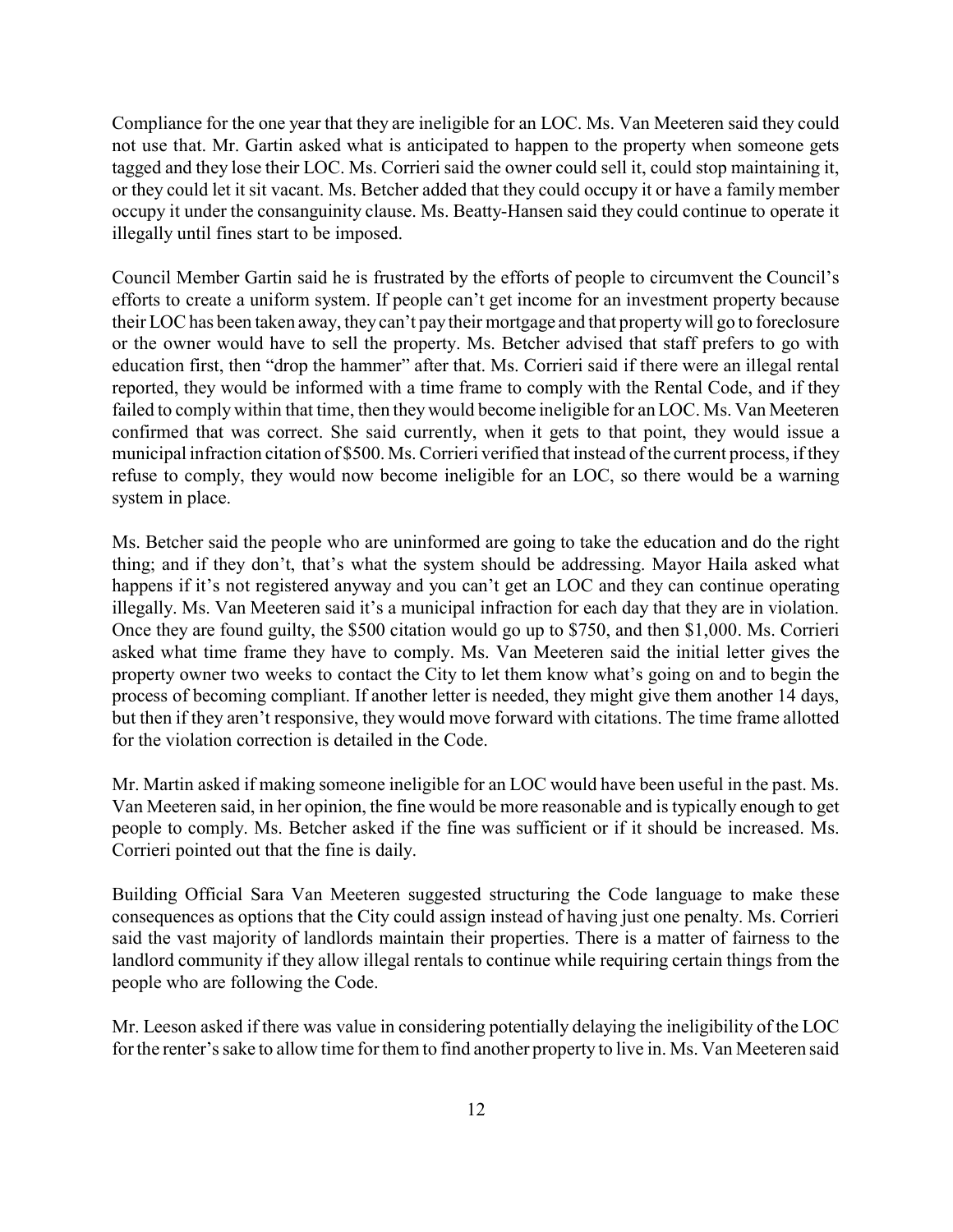Compliance for the one year that they are ineligible for an LOC. Ms. Van Meeteren said they could not use that. Mr. Gartin asked what is anticipated to happen to the property when someone gets tagged and they lose their LOC. Ms. Corrieri said the owner could sell it, could stop maintaining it, or they could let it sit vacant. Ms. Betcher added that they could occupy it or have a family member occupy it under the consanguinity clause. Ms. Beatty-Hansen said they could continue to operate it illegally until fines start to be imposed.

Council Member Gartin said he is frustrated by the efforts of people to circumvent the Council's efforts to create a uniform system. If people can't get income for an investment property because their LOC has been taken away, they can't pay their mortgage and that property will go to foreclosure or the owner would have to sell the property. Ms. Betcher advised that staff prefers to go with education first, then "drop the hammer" after that. Ms. Corrieri said if there were an illegal rental reported, they would be informed with a time frame to comply with the Rental Code, and if they failed to comply within that time, then they would become ineligible for an LOC. Ms. Van Meeteren confirmed that was correct. She said currently, when it gets to that point, they would issue a municipal infraction citation of $500. Ms. Corrieri verified that instead of the current process, if they refuse to comply, they would now become ineligible for an LOC, so there would be a warning system in place.

Ms. Betcher said the people who are uninformed are going to take the education and do the right thing; and if they don't, that's what the system should be addressing. Mayor Haila asked what happens if it's not registered anyway and you can't get an LOC and they can continue operating illegally. Ms. Van Meeteren said it's a municipal infraction for each day that they are in violation. Once they are found guilty, the $500 citation would go up to $750, and then $1,000. Ms. Corrieri asked what time frame they have to comply. Ms. Van Meeteren said the initial letter gives the property owner two weeks to contact the City to let them know what's going on and to begin the process of becoming compliant. If another letter is needed, they might give them another 14 days, but then if they aren't responsive, they would move forward with citations. The time frame allotted for the violation correction is detailed in the Code.

Mr. Martin asked if making someone ineligible for an LOC would have been useful in the past. Ms. Van Meeteren said, in her opinion, the fine would be more reasonable and is typically enough to get people to comply. Ms. Betcher asked if the fine was sufficient or if it should be increased. Ms. Corrieri pointed out that the fine is daily.

Building Official Sara Van Meeteren suggested structuring the Code language to make these consequences as options that the City could assign instead of having just one penalty. Ms. Corrieri said the vast majority of landlords maintain their properties. There is a matter of fairness to the landlord community if they allow illegal rentals to continue while requiring certain things from the people who are following the Code.

Mr. Leeson asked if there was value in considering potentially delaying the ineligibility of the LOC for the renter's sake to allow time for them to find another property to live in. Ms. Van Meeteren said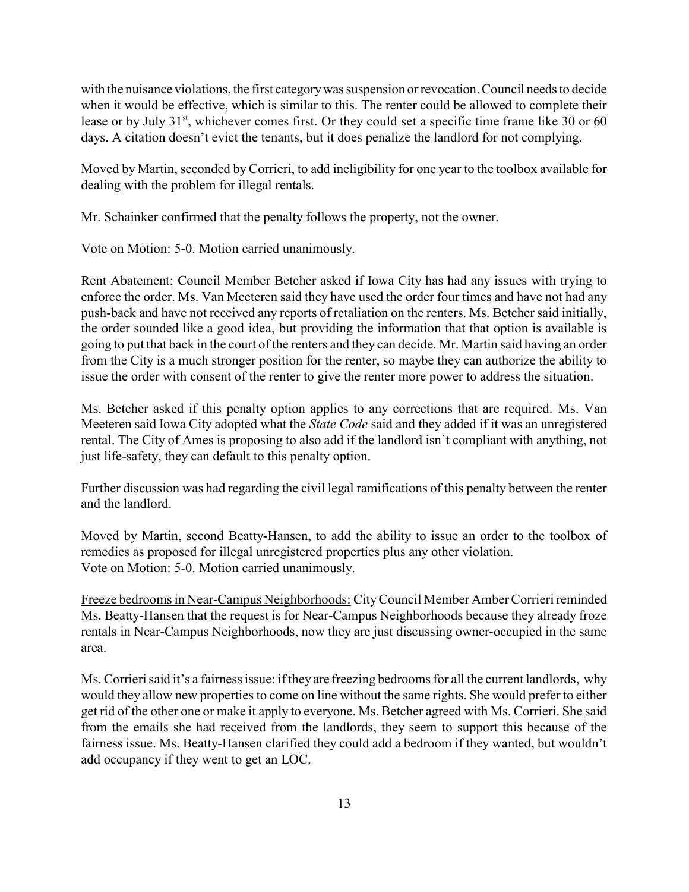with the nuisance violations, the first category was suspension or revocation. Council needs to decide when it would be effective, which is similar to this. The renter could be allowed to complete their lease or by July 31st, whichever comes first. Or they could set a specific time frame like 30 or 60 days. A citation doesn't evict the tenants, but it does penalize the landlord for not complying.

Moved by Martin, seconded by Corrieri, to add ineligibility for one year to the toolbox available for dealing with the problem for illegal rentals.

Mr. Schainker confirmed that the penalty follows the property, not the owner.

Vote on Motion: 5-0. Motion carried unanimously.

Rent Abatement: Council Member Betcher asked if Iowa City has had any issues with trying to enforce the order. Ms. Van Meeteren said they have used the order four times and have not had any push-back and have not received any reports of retaliation on the renters. Ms. Betcher said initially, the order sounded like a good idea, but providing the information that that option is available is going to put that back in the court of the renters and they can decide. Mr. Martin said having an order from the City is a much stronger position for the renter, so maybe they can authorize the ability to issue the order with consent of the renter to give the renter more power to address the situation.

Ms. Betcher asked if this penalty option applies to any corrections that are required. Ms. Van Meeteren said Iowa City adopted what the *State Code* said and they added if it was an unregistered rental. The City of Ames is proposing to also add if the landlord isn't compliant with anything, not just life-safety, they can default to this penalty option.

Further discussion was had regarding the civil legal ramifications of this penalty between the renter and the landlord.

Moved by Martin, second Beatty-Hansen, to add the ability to issue an order to the toolbox of remedies as proposed for illegal unregistered properties plus any other violation.
Vote on Motion: 5-0. Motion carried unanimously.

Freeze bedrooms in Near-Campus Neighborhoods: City Council Member Amber Corrieri reminded Ms. Beatty-Hansen that the request is for Near-Campus Neighborhoods because they already froze rentals in Near-Campus Neighborhoods, now they are just discussing owner-occupied in the same area.

Ms. Corrieri said it's a fairness issue: if they are freezing bedrooms for all the current landlords, why would they allow new properties to come on line without the same rights. She would prefer to either get rid of the other one or make it apply to everyone. Ms. Betcher agreed with Ms. Corrieri. She said from the emails she had received from the landlords, they seem to support this because of the fairness issue. Ms. Beatty-Hansen clarified they could add a bedroom if they wanted, but wouldn't add occupancy if they went to get an LOC.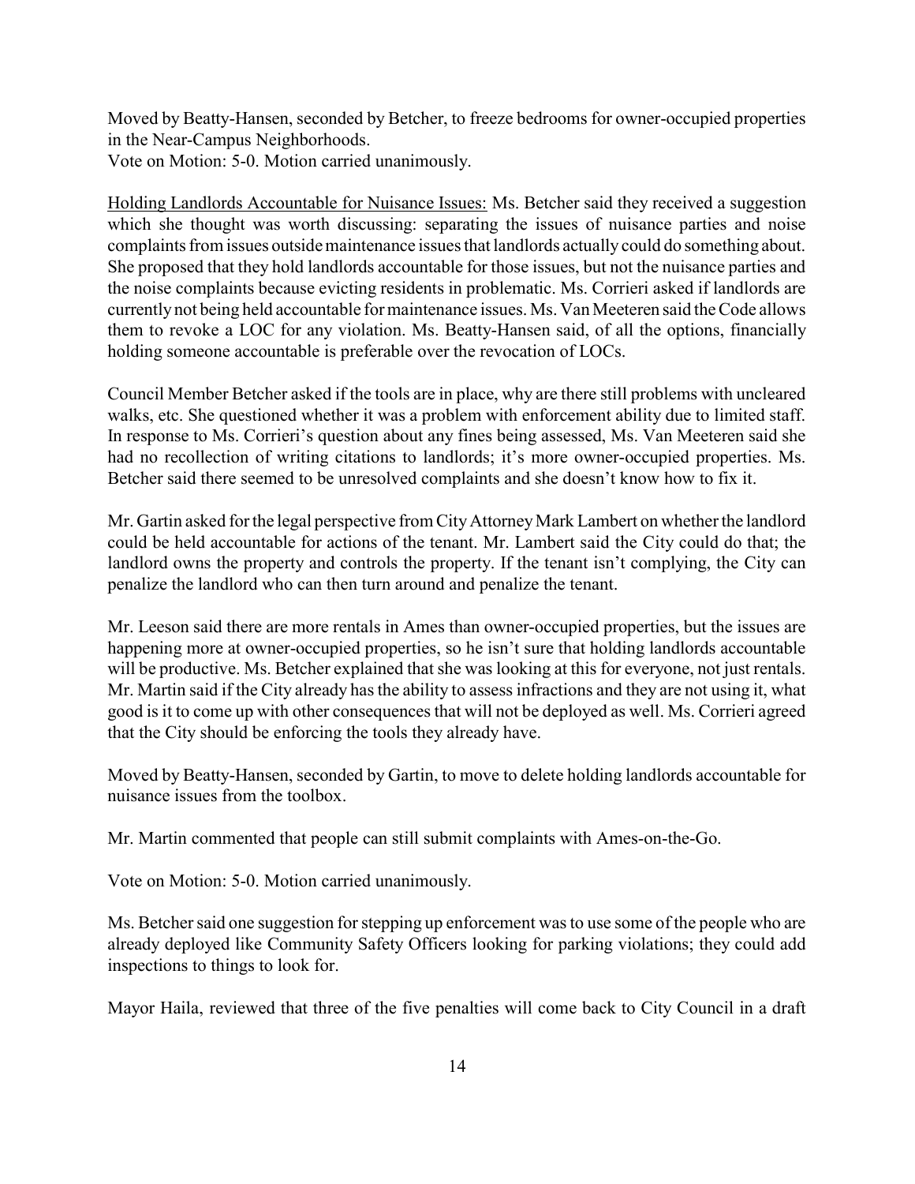Moved by Beatty-Hansen, seconded by Betcher, to freeze bedrooms for owner-occupied properties in the Near-Campus Neighborhoods.
Vote on Motion: 5-0. Motion carried unanimously.

Holding Landlords Accountable for Nuisance Issues: Ms. Betcher said they received a suggestion which she thought was worth discussing: separating the issues of nuisance parties and noise complaints from issues outside maintenance issues that landlords actually could do something about. She proposed that they hold landlords accountable for those issues, but not the nuisance parties and the noise complaints because evicting residents in problematic. Ms. Corrieri asked if landlords are currently not being held accountable for maintenance issues. Ms. Van Meeteren said the Code allows them to revoke a LOC for any violation. Ms. Beatty-Hansen said, of all the options, financially holding someone accountable is preferable over the revocation of LOCs.

Council Member Betcher asked if the tools are in place, why are there still problems with uncleared walks, etc. She questioned whether it was a problem with enforcement ability due to limited staff. In response to Ms. Corrieri's question about any fines being assessed, Ms. Van Meeteren said she had no recollection of writing citations to landlords; it's more owner-occupied properties. Ms. Betcher said there seemed to be unresolved complaints and she doesn't know how to fix it.

Mr. Gartin asked for the legal perspective from City Attorney Mark Lambert on whether the landlord could be held accountable for actions of the tenant. Mr. Lambert said the City could do that; the landlord owns the property and controls the property. If the tenant isn't complying, the City can penalize the landlord who can then turn around and penalize the tenant.

Mr. Leeson said there are more rentals in Ames than owner-occupied properties, but the issues are happening more at owner-occupied properties, so he isn't sure that holding landlords accountable will be productive. Ms. Betcher explained that she was looking at this for everyone, not just rentals. Mr. Martin said if the City already has the ability to assess infractions and they are not using it, what good is it to come up with other consequences that will not be deployed as well. Ms. Corrieri agreed that the City should be enforcing the tools they already have.

Moved by Beatty-Hansen, seconded by Gartin, to move to delete holding landlords accountable for nuisance issues from the toolbox.

Mr. Martin commented that people can still submit complaints with Ames-on-the-Go.

Vote on Motion: 5-0. Motion carried unanimously.

Ms. Betcher said one suggestion for stepping up enforcement was to use some of the people who are already deployed like Community Safety Officers looking for parking violations; they could add inspections to things to look for.

Mayor Haila, reviewed that three of the five penalties will come back to City Council in a draft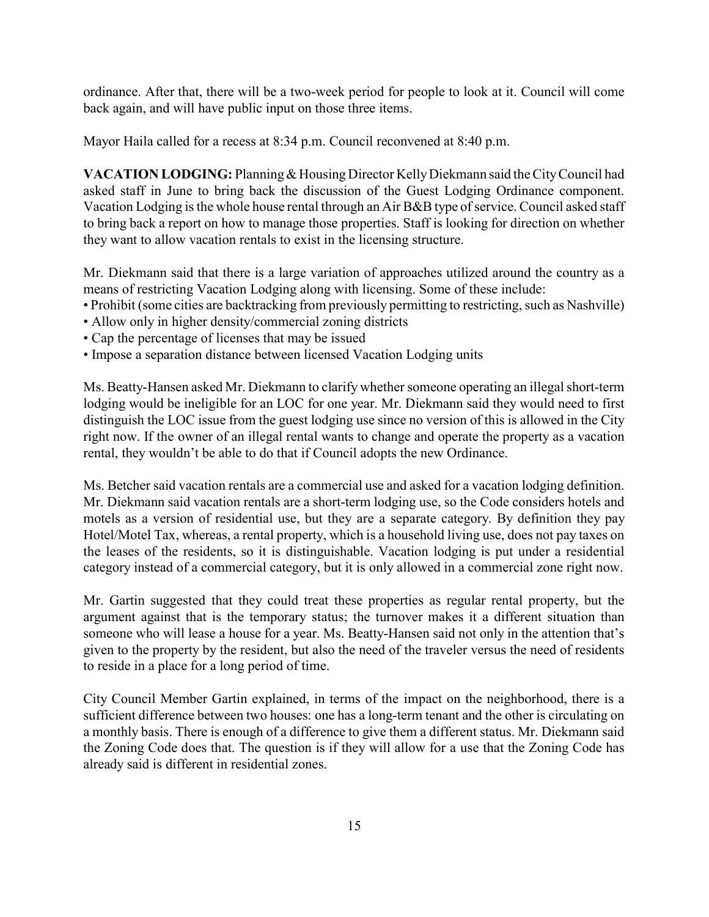ordinance. After that, there will be a two-week period for people to look at it. Council will come back again, and will have public input on those three items.

Mayor Haila called for a recess at 8:34 p.m. Council reconvened at 8:40 p.m.

**VACATION LODGING:** Planning & Housing Director Kelly Diekmann said the City Council had asked staff in June to bring back the discussion of the Guest Lodging Ordinance component. Vacation Lodging is the whole house rental through an Air B&B type of service. Council asked staff to bring back a report on how to manage those properties. Staff is looking for direction on whether they want to allow vacation rentals to exist in the licensing structure.

Mr. Diekmann said that there is a large variation of approaches utilized around the country as a means of restricting Vacation Lodging along with licensing. Some of these include:

- Prohibit (some cities are backtracking from previously permitting to restricting, such as Nashville)
- Allow only in higher density/commercial zoning districts
- Cap the percentage of licenses that may be issued
- Impose a separation distance between licensed Vacation Lodging units

Ms. Beatty-Hansen asked Mr. Diekmann to clarify whether someone operating an illegal short-term lodging would be ineligible for an LOC for one year. Mr. Diekmann said they would need to first distinguish the LOC issue from the guest lodging use since no version of this is allowed in the City right now. If the owner of an illegal rental wants to change and operate the property as a vacation rental, they wouldn't be able to do that if Council adopts the new Ordinance.

Ms. Betcher said vacation rentals are a commercial use and asked for a vacation lodging definition. Mr. Diekmann said vacation rentals are a short-term lodging use, so the Code considers hotels and motels as a version of residential use, but they are a separate category. By definition they pay Hotel/Motel Tax, whereas, a rental property, which is a household living use, does not pay taxes on the leases of the residents, so it is distinguishable. Vacation lodging is put under a residential category instead of a commercial category, but it is only allowed in a commercial zone right now.

Mr. Gartin suggested that they could treat these properties as regular rental property, but the argument against that is the temporary status; the turnover makes it a different situation than someone who will lease a house for a year. Ms. Beatty-Hansen said not only in the attention that's given to the property by the resident, but also the need of the traveler versus the need of residents to reside in a place for a long period of time.

City Council Member Gartin explained, in terms of the impact on the neighborhood, there is a sufficient difference between two houses: one has a long-term tenant and the other is circulating on a monthly basis. There is enough of a difference to give them a different status. Mr. Diekmann said the Zoning Code does that. The question is if they will allow for a use that the Zoning Code has already said is different in residential zones.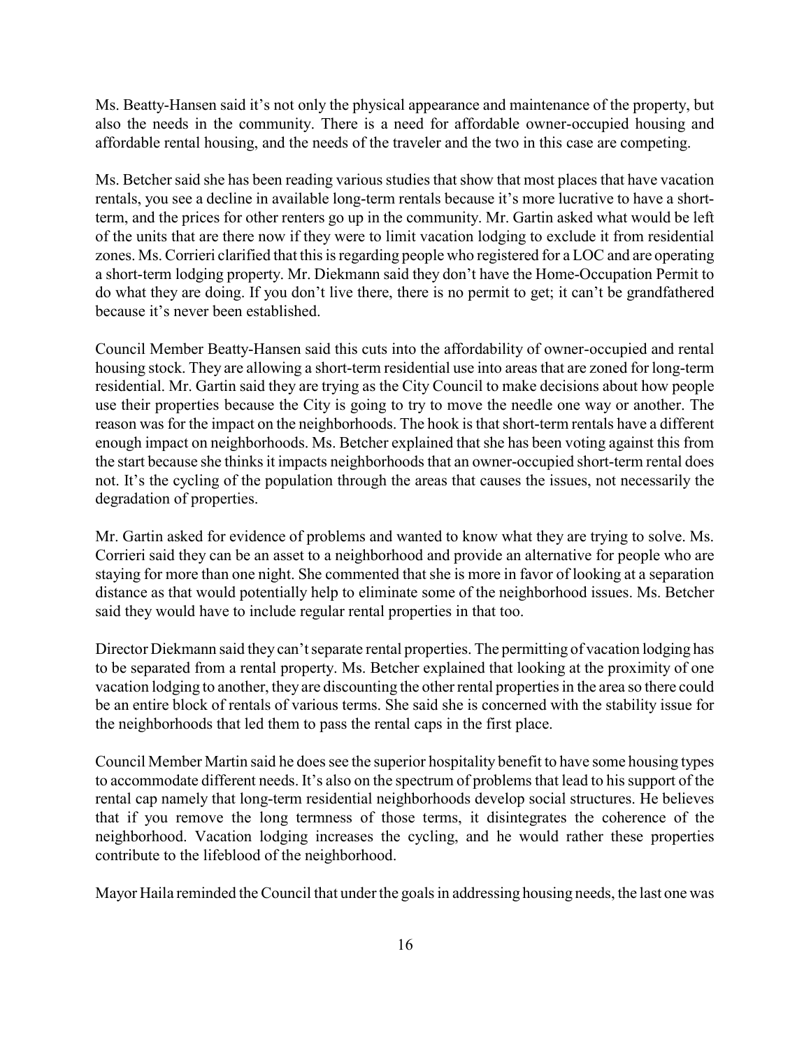Ms. Beatty-Hansen said it's not only the physical appearance and maintenance of the property, but also the needs in the community. There is a need for affordable owner-occupied housing and affordable rental housing, and the needs of the traveler and the two in this case are competing.

Ms. Betcher said she has been reading various studies that show that most places that have vacation rentals, you see a decline in available long-term rentals because it's more lucrative to have a short-term, and the prices for other renters go up in the community. Mr. Gartin asked what would be left of the units that are there now if they were to limit vacation lodging to exclude it from residential zones. Ms. Corrieri clarified that this is regarding people who registered for a LOC and are operating a short-term lodging property. Mr. Diekmann said they don't have the Home-Occupation Permit to do what they are doing. If you don't live there, there is no permit to get; it can't be grandfathered because it's never been established.

Council Member Beatty-Hansen said this cuts into the affordability of owner-occupied and rental housing stock. They are allowing a short-term residential use into areas that are zoned for long-term residential. Mr. Gartin said they are trying as the City Council to make decisions about how people use their properties because the City is going to try to move the needle one way or another. The reason was for the impact on the neighborhoods. The hook is that short-term rentals have a different enough impact on neighborhoods. Ms. Betcher explained that she has been voting against this from the start because she thinks it impacts neighborhoods that an owner-occupied short-term rental does not. It's the cycling of the population through the areas that causes the issues, not necessarily the degradation of properties.

Mr. Gartin asked for evidence of problems and wanted to know what they are trying to solve. Ms. Corrieri said they can be an asset to a neighborhood and provide an alternative for people who are staying for more than one night. She commented that she is more in favor of looking at a separation distance as that would potentially help to eliminate some of the neighborhood issues. Ms. Betcher said they would have to include regular rental properties in that too.

Director Diekmann said they can't separate rental properties. The permitting of vacation lodging has to be separated from a rental property. Ms. Betcher explained that looking at the proximity of one vacation lodging to another, they are discounting the other rental properties in the area so there could be an entire block of rentals of various terms. She said she is concerned with the stability issue for the neighborhoods that led them to pass the rental caps in the first place.

Council Member Martin said he does see the superior hospitality benefit to have some housing types to accommodate different needs. It's also on the spectrum of problems that lead to his support of the rental cap namely that long-term residential neighborhoods develop social structures. He believes that if you remove the long termness of those terms, it disintegrates the coherence of the neighborhood. Vacation lodging increases the cycling, and he would rather these properties contribute to the lifeblood of the neighborhood.

Mayor Haila reminded the Council that under the goals in addressing housing needs, the last one was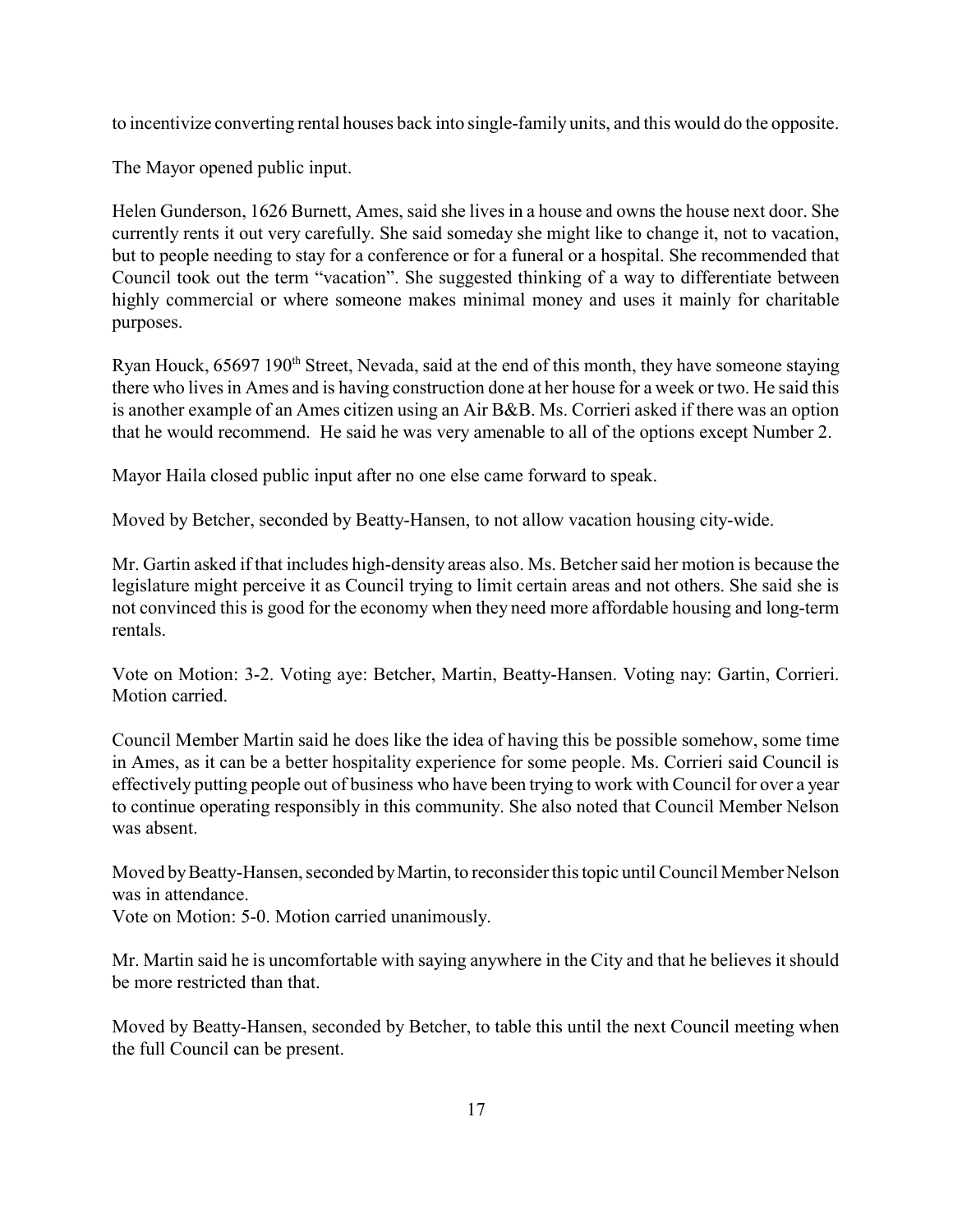to incentivize converting rental houses back into single-family units, and this would do the opposite.

The Mayor opened public input.

Helen Gunderson, 1626 Burnett, Ames, said she lives in a house and owns the house next door. She currently rents it out very carefully. She said someday she might like to change it, not to vacation, but to people needing to stay for a conference or for a funeral or a hospital. She recommended that Council took out the term "vacation". She suggested thinking of a way to differentiate between highly commercial or where someone makes minimal money and uses it mainly for charitable purposes.

Ryan Houck, 65697 190th Street, Nevada, said at the end of this month, they have someone staying there who lives in Ames and is having construction done at her house for a week or two. He said this is another example of an Ames citizen using an Air B&B. Ms. Corrieri asked if there was an option that he would recommend. He said he was very amenable to all of the options except Number 2.

Mayor Haila closed public input after no one else came forward to speak.

Moved by Betcher, seconded by Beatty-Hansen, to not allow vacation housing city-wide.

Mr. Gartin asked if that includes high-density areas also. Ms. Betcher said her motion is because the legislature might perceive it as Council trying to limit certain areas and not others. She said she is not convinced this is good for the economy when they need more affordable housing and long-term rentals.

Vote on Motion: 3-2. Voting aye: Betcher, Martin, Beatty-Hansen. Voting nay: Gartin, Corrieri. Motion carried.

Council Member Martin said he does like the idea of having this be possible somehow, some time in Ames, as it can be a better hospitality experience for some people. Ms. Corrieri said Council is effectively putting people out of business who have been trying to work with Council for over a year to continue operating responsibly in this community. She also noted that Council Member Nelson was absent.

Moved by Beatty-Hansen, seconded by Martin, to reconsider this topic until Council Member Nelson was in attendance.
Vote on Motion: 5-0. Motion carried unanimously.

Mr. Martin said he is uncomfortable with saying anywhere in the City and that he believes it should be more restricted than that.

Moved by Beatty-Hansen, seconded by Betcher, to table this until the next Council meeting when the full Council can be present.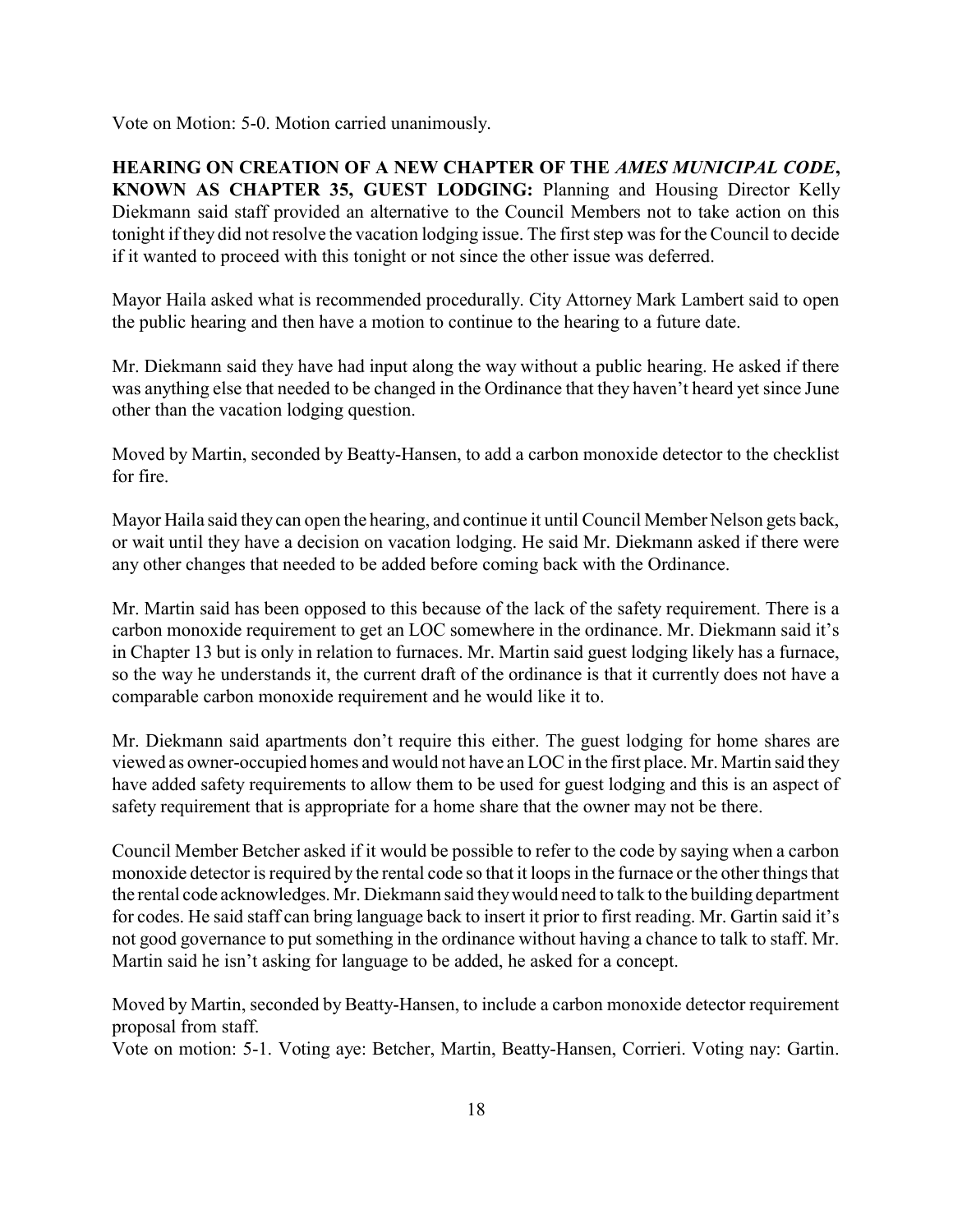Vote on Motion: 5-0. Motion carried unanimously.

**HEARING ON CREATION OF A NEW CHAPTER OF THE *AMES MUNICIPAL CODE*, KNOWN AS CHAPTER 35, GUEST LODGING:** Planning and Housing Director Kelly Diekmann said staff provided an alternative to the Council Members not to take action on this tonight if they did not resolve the vacation lodging issue. The first step was for the Council to decide if it wanted to proceed with this tonight or not since the other issue was deferred.

Mayor Haila asked what is recommended procedurally. City Attorney Mark Lambert said to open the public hearing and then have a motion to continue to the hearing to a future date.

Mr. Diekmann said they have had input along the way without a public hearing. He asked if there was anything else that needed to be changed in the Ordinance that they haven't heard yet since June other than the vacation lodging question.

Moved by Martin, seconded by Beatty-Hansen, to add a carbon monoxide detector to the checklist for fire.

Mayor Haila said they can open the hearing, and continue it until Council Member Nelson gets back, or wait until they have a decision on vacation lodging. He said Mr. Diekmann asked if there were any other changes that needed to be added before coming back with the Ordinance.

Mr. Martin said has been opposed to this because of the lack of the safety requirement. There is a carbon monoxide requirement to get an LOC somewhere in the ordinance. Mr. Diekmann said it's in Chapter 13 but is only in relation to furnaces. Mr. Martin said guest lodging likely has a furnace, so the way he understands it, the current draft of the ordinance is that it currently does not have a comparable carbon monoxide requirement and he would like it to.

Mr. Diekmann said apartments don't require this either. The guest lodging for home shares are viewed as owner-occupied homes and would not have an LOC in the first place. Mr. Martin said they have added safety requirements to allow them to be used for guest lodging and this is an aspect of safety requirement that is appropriate for a home share that the owner may not be there.

Council Member Betcher asked if it would be possible to refer to the code by saying when a carbon monoxide detector is required by the rental code so that it loops in the furnace or the other things that the rental code acknowledges. Mr. Diekmann said they would need to talk to the building department for codes. He said staff can bring language back to insert it prior to first reading. Mr. Gartin said it's not good governance to put something in the ordinance without having a chance to talk to staff. Mr. Martin said he isn't asking for language to be added, he asked for a concept.

Moved by Martin, seconded by Beatty-Hansen, to include a carbon monoxide detector requirement proposal from staff.

Vote on motion: 5-1. Voting aye: Betcher, Martin, Beatty-Hansen, Corrieri. Voting nay: Gartin.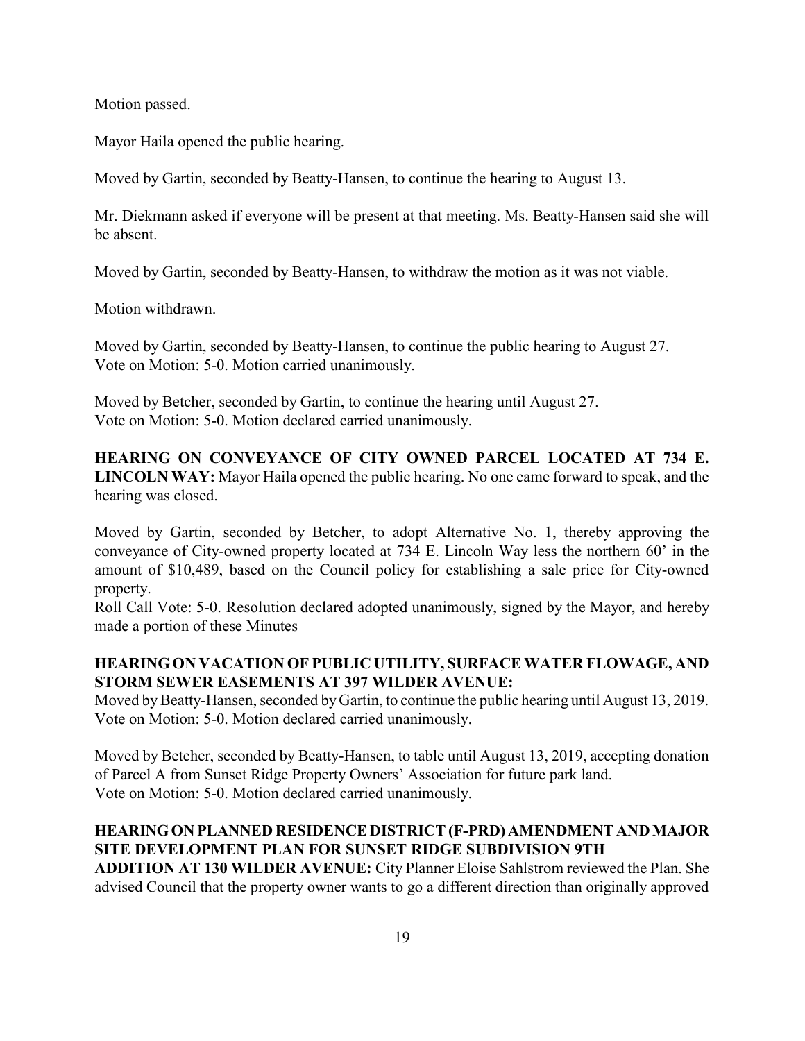Motion passed.

Mayor Haila opened the public hearing.

Moved by Gartin, seconded by Beatty-Hansen, to continue the hearing to August 13.

Mr. Diekmann asked if everyone will be present at that meeting. Ms. Beatty-Hansen said she will be absent.

Moved by Gartin, seconded by Beatty-Hansen, to withdraw the motion as it was not viable.

Motion withdrawn.

Moved by Gartin, seconded by Beatty-Hansen, to continue the public hearing to August 27.
Vote on Motion: 5-0. Motion carried unanimously.

Moved by Betcher, seconded by Gartin, to continue the hearing until August 27.
Vote on Motion: 5-0. Motion declared carried unanimously.

**HEARING ON CONVEYANCE OF CITY OWNED PARCEL LOCATED AT 734 E. LINCOLN WAY:** Mayor Haila opened the public hearing. No one came forward to speak, and the hearing was closed.

Moved by Gartin, seconded by Betcher, to adopt Alternative No. 1, thereby approving the conveyance of City-owned property located at 734 E. Lincoln Way less the northern 60' in the amount of $10,489, based on the Council policy for establishing a sale price for City-owned property.
Roll Call Vote: 5-0. Resolution declared adopted unanimously, signed by the Mayor, and hereby made a portion of these Minutes

**HEARING ON VACATION OF PUBLIC UTILITY, SURFACE WATER FLOWAGE, AND STORM SEWER EASEMENTS AT 397 WILDER AVENUE:**
Moved by Beatty-Hansen, seconded by Gartin, to continue the public hearing until August 13, 2019.
Vote on Motion: 5-0. Motion declared carried unanimously.

Moved by Betcher, seconded by Beatty-Hansen, to table until August 13, 2019, accepting donation of Parcel A from Sunset Ridge Property Owners' Association for future park land.
Vote on Motion: 5-0. Motion declared carried unanimously.

**HEARING ON PLANNED RESIDENCE DISTRICT (F-PRD) AMENDMENT AND MAJOR SITE DEVELOPMENT PLAN FOR SUNSET RIDGE SUBDIVISION 9TH ADDITION AT 130 WILDER AVENUE:** City Planner Eloise Sahlstrom reviewed the Plan. She advised Council that the property owner wants to go a different direction than originally approved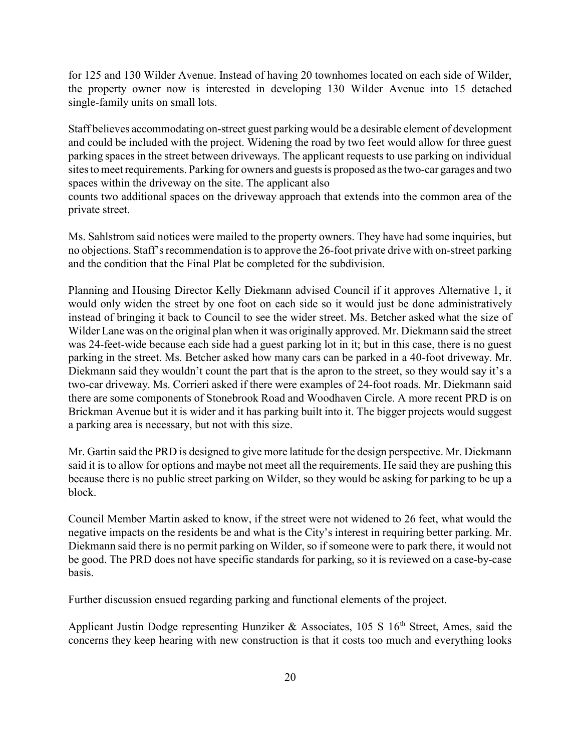for 125 and 130 Wilder Avenue. Instead of having 20 townhomes located on each side of Wilder, the property owner now is interested in developing 130 Wilder Avenue into 15 detached single-family units on small lots.

Staff believes accommodating on-street guest parking would be a desirable element of development and could be included with the project. Widening the road by two feet would allow for three guest parking spaces in the street between driveways. The applicant requests to use parking on individual sites to meet requirements. Parking for owners and guests is proposed as the two-car garages and two spaces within the driveway on the site. The applicant also counts two additional spaces on the driveway approach that extends into the common area of the private street.

Ms. Sahlstrom said notices were mailed to the property owners. They have had some inquiries, but no objections. Staff's recommendation is to approve the 26-foot private drive with on-street parking and the condition that the Final Plat be completed for the subdivision.

Planning and Housing Director Kelly Diekmann advised Council if it approves Alternative 1, it would only widen the street by one foot on each side so it would just be done administratively instead of bringing it back to Council to see the wider street. Ms. Betcher asked what the size of Wilder Lane was on the original plan when it was originally approved. Mr. Diekmann said the street was 24-feet-wide because each side had a guest parking lot in it; but in this case, there is no guest parking in the street. Ms. Betcher asked how many cars can be parked in a 40-foot driveway. Mr. Diekmann said they wouldn't count the part that is the apron to the street, so they would say it's a two-car driveway. Ms. Corrieri asked if there were examples of 24-foot roads. Mr. Diekmann said there are some components of Stonebrook Road and Woodhaven Circle. A more recent PRD is on Brickman Avenue but it is wider and it has parking built into it. The bigger projects would suggest a parking area is necessary, but not with this size.

Mr. Gartin said the PRD is designed to give more latitude for the design perspective. Mr. Diekmann said it is to allow for options and maybe not meet all the requirements. He said they are pushing this because there is no public street parking on Wilder, so they would be asking for parking to be up a block.

Council Member Martin asked to know, if the street were not widened to 26 feet, what would the negative impacts on the residents be and what is the City's interest in requiring better parking. Mr. Diekmann said there is no permit parking on Wilder, so if someone were to park there, it would not be good. The PRD does not have specific standards for parking, so it is reviewed on a case-by-case basis.

Further discussion ensued regarding parking and functional elements of the project.

Applicant Justin Dodge representing Hunziker & Associates, 105 S 16th Street, Ames, said the concerns they keep hearing with new construction is that it costs too much and everything looks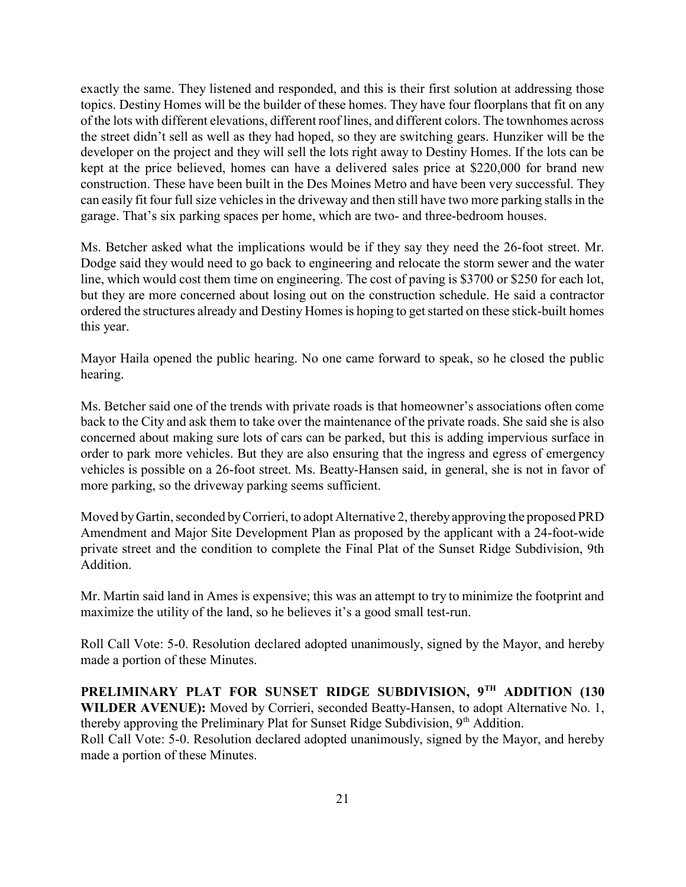exactly the same. They listened and responded, and this is their first solution at addressing those topics. Destiny Homes will be the builder of these homes. They have four floorplans that fit on any of the lots with different elevations, different roof lines, and different colors. The townhomes across the street didn't sell as well as they had hoped, so they are switching gears. Hunziker will be the developer on the project and they will sell the lots right away to Destiny Homes. If the lots can be kept at the price believed, homes can have a delivered sales price at $220,000 for brand new construction. These have been built in the Des Moines Metro and have been very successful. They can easily fit four full size vehicles in the driveway and then still have two more parking stalls in the garage. That's six parking spaces per home, which are two- and three-bedroom houses.

Ms. Betcher asked what the implications would be if they say they need the 26-foot street. Mr. Dodge said they would need to go back to engineering and relocate the storm sewer and the water line, which would cost them time on engineering. The cost of paving is $3700 or $250 for each lot, but they are more concerned about losing out on the construction schedule. He said a contractor ordered the structures already and Destiny Homes is hoping to get started on these stick-built homes this year.

Mayor Haila opened the public hearing. No one came forward to speak, so he closed the public hearing.

Ms. Betcher said one of the trends with private roads is that homeowner's associations often come back to the City and ask them to take over the maintenance of the private roads. She said she is also concerned about making sure lots of cars can be parked, but this is adding impervious surface in order to park more vehicles. But they are also ensuring that the ingress and egress of emergency vehicles is possible on a 26-foot street. Ms. Beatty-Hansen said, in general, she is not in favor of more parking, so the driveway parking seems sufficient.

Moved by Gartin, seconded by Corrieri, to adopt Alternative 2, thereby approving the proposed PRD Amendment and Major Site Development Plan as proposed by the applicant with a 24-foot-wide private street and the condition to complete the Final Plat of the Sunset Ridge Subdivision, 9th Addition.

Mr. Martin said land in Ames is expensive; this was an attempt to try to minimize the footprint and maximize the utility of the land, so he believes it's a good small test-run.

Roll Call Vote: 5-0. Resolution declared adopted unanimously, signed by the Mayor, and hereby made a portion of these Minutes.

**PRELIMINARY PLAT FOR SUNSET RIDGE SUBDIVISION, 9TH ADDITION (130 WILDER AVENUE):** Moved by Corrieri, seconded Beatty-Hansen, to adopt Alternative No. 1, thereby approving the Preliminary Plat for Sunset Ridge Subdivision, 9th Addition.
Roll Call Vote: 5-0. Resolution declared adopted unanimously, signed by the Mayor, and hereby made a portion of these Minutes.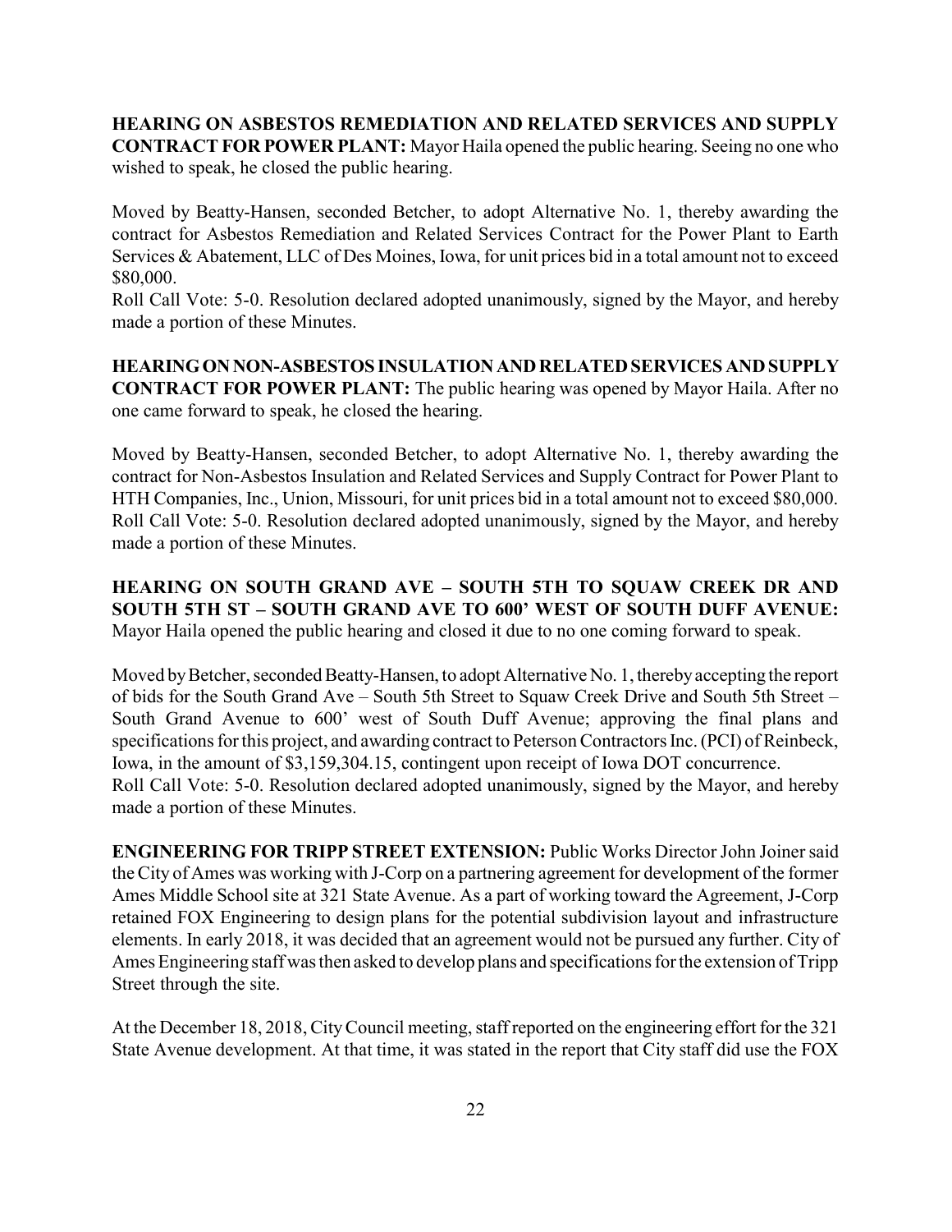**HEARING ON ASBESTOS REMEDIATION AND RELATED SERVICES AND SUPPLY CONTRACT FOR POWER PLANT:** Mayor Haila opened the public hearing. Seeing no one who wished to speak, he closed the public hearing.

Moved by Beatty-Hansen, seconded Betcher, to adopt Alternative No. 1, thereby awarding the contract for Asbestos Remediation and Related Services Contract for the Power Plant to Earth Services & Abatement, LLC of Des Moines, Iowa, for unit prices bid in a total amount not to exceed $80,000.
Roll Call Vote: 5-0. Resolution declared adopted unanimously, signed by the Mayor, and hereby made a portion of these Minutes.

**HEARING ON NON-ASBESTOS INSULATION AND RELATED SERVICES AND SUPPLY CONTRACT FOR POWER PLANT:** The public hearing was opened by Mayor Haila. After no one came forward to speak, he closed the hearing.

Moved by Beatty-Hansen, seconded Betcher, to adopt Alternative No. 1, thereby awarding the contract for Non-Asbestos Insulation and Related Services and Supply Contract for Power Plant to HTH Companies, Inc., Union, Missouri, for unit prices bid in a total amount not to exceed $80,000.
Roll Call Vote: 5-0. Resolution declared adopted unanimously, signed by the Mayor, and hereby made a portion of these Minutes.

**HEARING ON SOUTH GRAND AVE – SOUTH 5TH TO SQUAW CREEK DR AND SOUTH 5TH ST – SOUTH GRAND AVE TO 600' WEST OF SOUTH DUFF AVENUE:** Mayor Haila opened the public hearing and closed it due to no one coming forward to speak.

Moved by Betcher, seconded Beatty-Hansen, to adopt Alternative No. 1, thereby accepting the report of bids for the South Grand Ave – South 5th Street to Squaw Creek Drive and South 5th Street – South Grand Avenue to 600' west of South Duff Avenue; approving the final plans and specifications for this project, and awarding contract to Peterson Contractors Inc. (PCI) of Reinbeck, Iowa, in the amount of $3,159,304.15, contingent upon receipt of Iowa DOT concurrence.
Roll Call Vote: 5-0. Resolution declared adopted unanimously, signed by the Mayor, and hereby made a portion of these Minutes.

**ENGINEERING FOR TRIPP STREET EXTENSION:** Public Works Director John Joiner said the City of Ames was working with J-Corp on a partnering agreement for development of the former Ames Middle School site at 321 State Avenue. As a part of working toward the Agreement, J-Corp retained FOX Engineering to design plans for the potential subdivision layout and infrastructure elements. In early 2018, it was decided that an agreement would not be pursued any further. City of Ames Engineering staff was then asked to develop plans and specifications for the extension of Tripp Street through the site.

At the December 18, 2018, City Council meeting, staff reported on the engineering effort for the 321 State Avenue development. At that time, it was stated in the report that City staff did use the FOX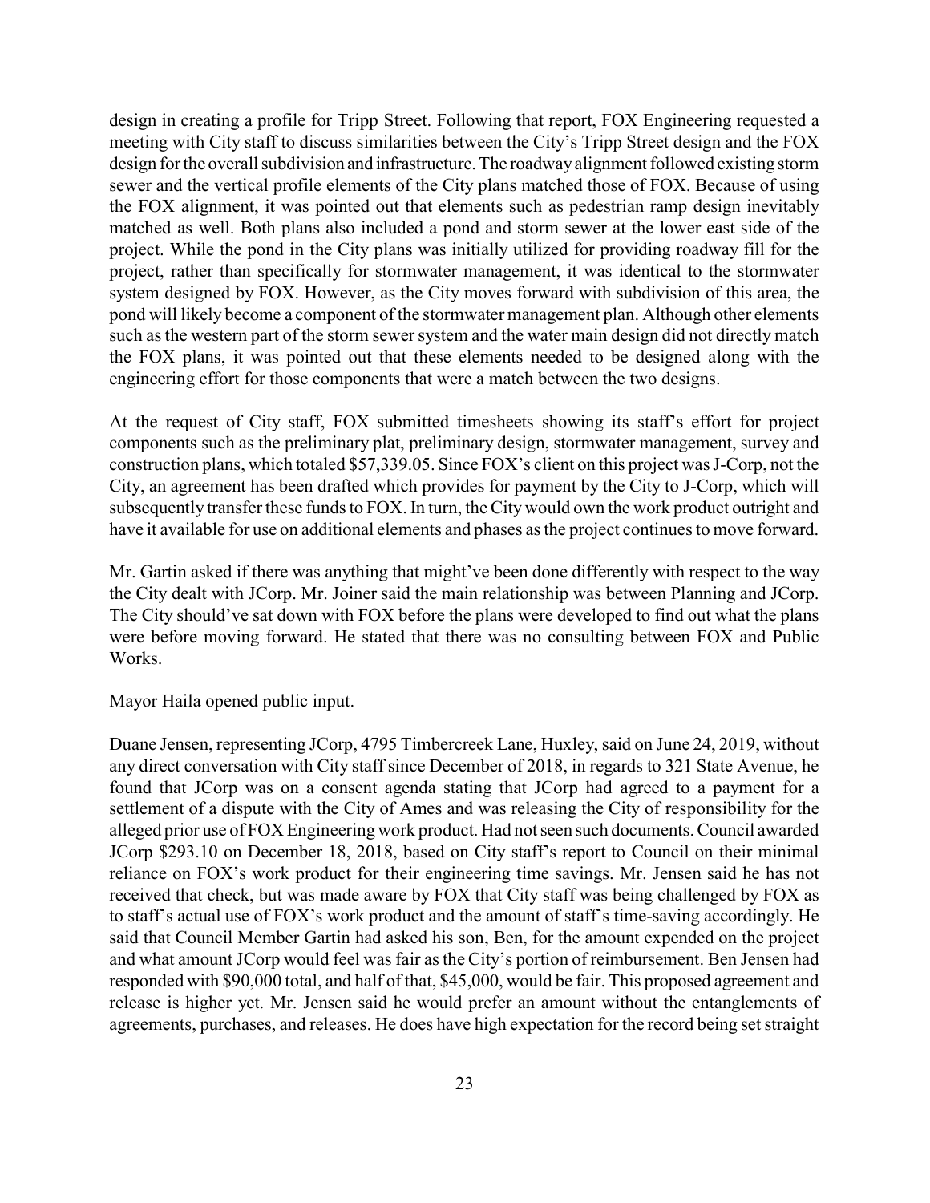design in creating a profile for Tripp Street. Following that report, FOX Engineering requested a meeting with City staff to discuss similarities between the City's Tripp Street design and the FOX design for the overall subdivision and infrastructure. The roadway alignment followed existing storm sewer and the vertical profile elements of the City plans matched those of FOX. Because of using the FOX alignment, it was pointed out that elements such as pedestrian ramp design inevitably matched as well. Both plans also included a pond and storm sewer at the lower east side of the project. While the pond in the City plans was initially utilized for providing roadway fill for the project, rather than specifically for stormwater management, it was identical to the stormwater system designed by FOX. However, as the City moves forward with subdivision of this area, the pond will likely become a component of the stormwater management plan. Although other elements such as the western part of the storm sewer system and the water main design did not directly match the FOX plans, it was pointed out that these elements needed to be designed along with the engineering effort for those components that were a match between the two designs.

At the request of City staff, FOX submitted timesheets showing its staff's effort for project components such as the preliminary plat, preliminary design, stormwater management, survey and construction plans, which totaled $57,339.05. Since FOX's client on this project was J-Corp, not the City, an agreement has been drafted which provides for payment by the City to J-Corp, which will subsequently transfer these funds to FOX. In turn, the City would own the work product outright and have it available for use on additional elements and phases as the project continues to move forward.

Mr. Gartin asked if there was anything that might've been done differently with respect to the way the City dealt with JCorp. Mr. Joiner said the main relationship was between Planning and JCorp. The City should've sat down with FOX before the plans were developed to find out what the plans were before moving forward. He stated that there was no consulting between FOX and Public Works.

Mayor Haila opened public input.

Duane Jensen, representing JCorp, 4795 Timbercreek Lane, Huxley, said on June 24, 2019, without any direct conversation with City staff since December of 2018, in regards to 321 State Avenue, he found that JCorp was on a consent agenda stating that JCorp had agreed to a payment for a settlement of a dispute with the City of Ames and was releasing the City of responsibility for the alleged prior use of FOX Engineering work product. Had not seen such documents. Council awarded JCorp $293.10 on December 18, 2018, based on City staff's report to Council on their minimal reliance on FOX's work product for their engineering time savings. Mr. Jensen said he has not received that check, but was made aware by FOX that City staff was being challenged by FOX as to staff's actual use of FOX's work product and the amount of staff's time-saving accordingly. He said that Council Member Gartin had asked his son, Ben, for the amount expended on the project and what amount JCorp would feel was fair as the City's portion of reimbursement. Ben Jensen had responded with $90,000 total, and half of that, $45,000, would be fair. This proposed agreement and release is higher yet. Mr. Jensen said he would prefer an amount without the entanglements of agreements, purchases, and releases. He does have high expectation for the record being set straight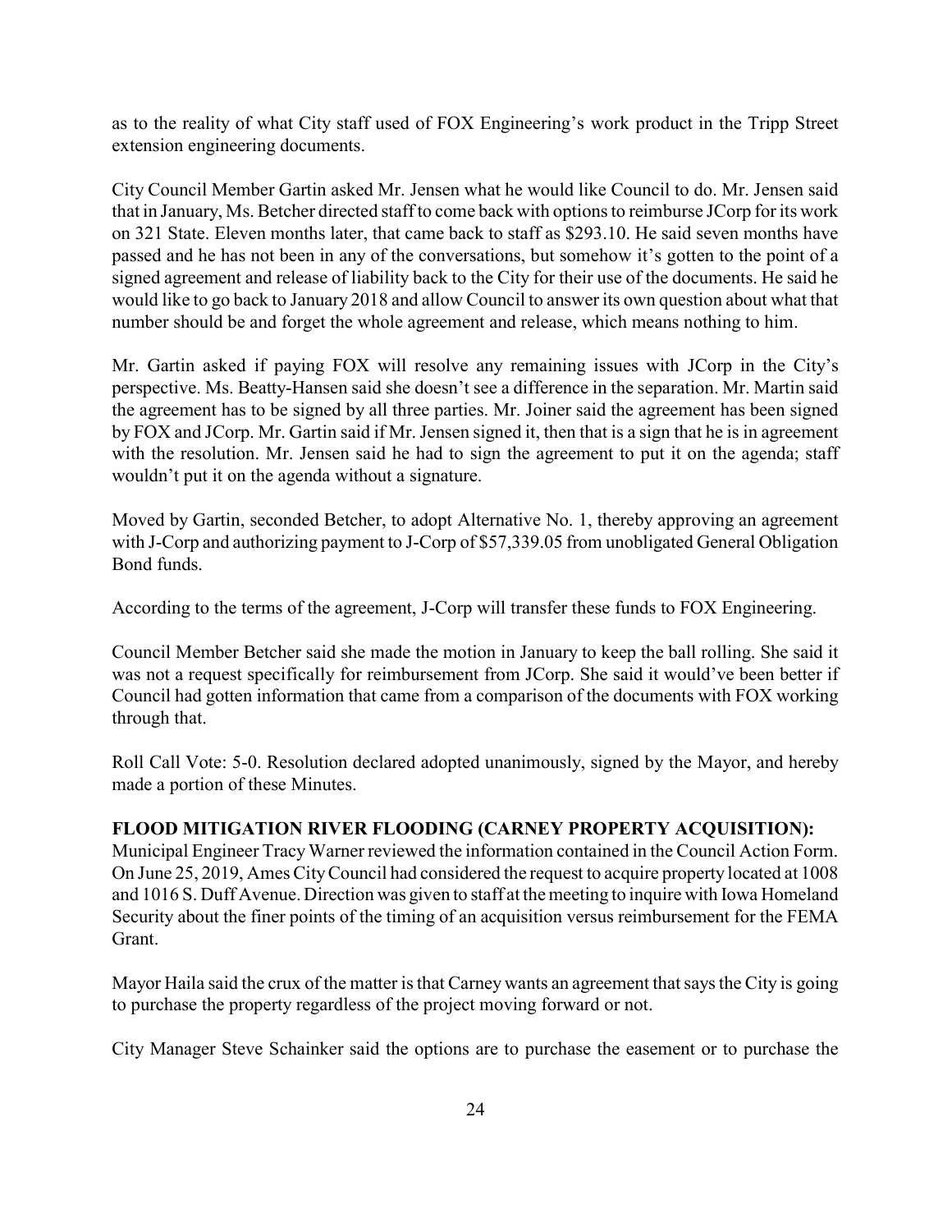as to the reality of what City staff used of FOX Engineering's work product in the Tripp Street extension engineering documents.

City Council Member Gartin asked Mr. Jensen what he would like Council to do. Mr. Jensen said that in January, Ms. Betcher directed staff to come back with options to reimburse JCorp for its work on 321 State. Eleven months later, that came back to staff as $293.10. He said seven months have passed and he has not been in any of the conversations, but somehow it's gotten to the point of a signed agreement and release of liability back to the City for their use of the documents. He said he would like to go back to January 2018 and allow Council to answer its own question about what that number should be and forget the whole agreement and release, which means nothing to him.

Mr. Gartin asked if paying FOX will resolve any remaining issues with JCorp in the City's perspective. Ms. Beatty-Hansen said she doesn't see a difference in the separation. Mr. Martin said the agreement has to be signed by all three parties. Mr. Joiner said the agreement has been signed by FOX and JCorp. Mr. Gartin said if Mr. Jensen signed it, then that is a sign that he is in agreement with the resolution. Mr. Jensen said he had to sign the agreement to put it on the agenda; staff wouldn't put it on the agenda without a signature.

Moved by Gartin, seconded Betcher, to adopt Alternative No. 1, thereby approving an agreement with J-Corp and authorizing payment to J-Corp of $57,339.05 from unobligated General Obligation Bond funds.

According to the terms of the agreement, J-Corp will transfer these funds to FOX Engineering.

Council Member Betcher said she made the motion in January to keep the ball rolling. She said it was not a request specifically for reimbursement from JCorp. She said it would've been better if Council had gotten information that came from a comparison of the documents with FOX working through that.

Roll Call Vote: 5-0. Resolution declared adopted unanimously, signed by the Mayor, and hereby made a portion of these Minutes.

**FLOOD MITIGATION RIVER FLOODING (CARNEY PROPERTY ACQUISITION):**
Municipal Engineer Tracy Warner reviewed the information contained in the Council Action Form. On June 25, 2019, Ames City Council had considered the request to acquire property located at 1008 and 1016 S. Duff Avenue. Direction was given to staff at the meeting to inquire with Iowa Homeland Security about the finer points of the timing of an acquisition versus reimbursement for the FEMA Grant.

Mayor Haila said the crux of the matter is that Carney wants an agreement that says the City is going to purchase the property regardless of the project moving forward or not.

City Manager Steve Schainker said the options are to purchase the easement or to purchase the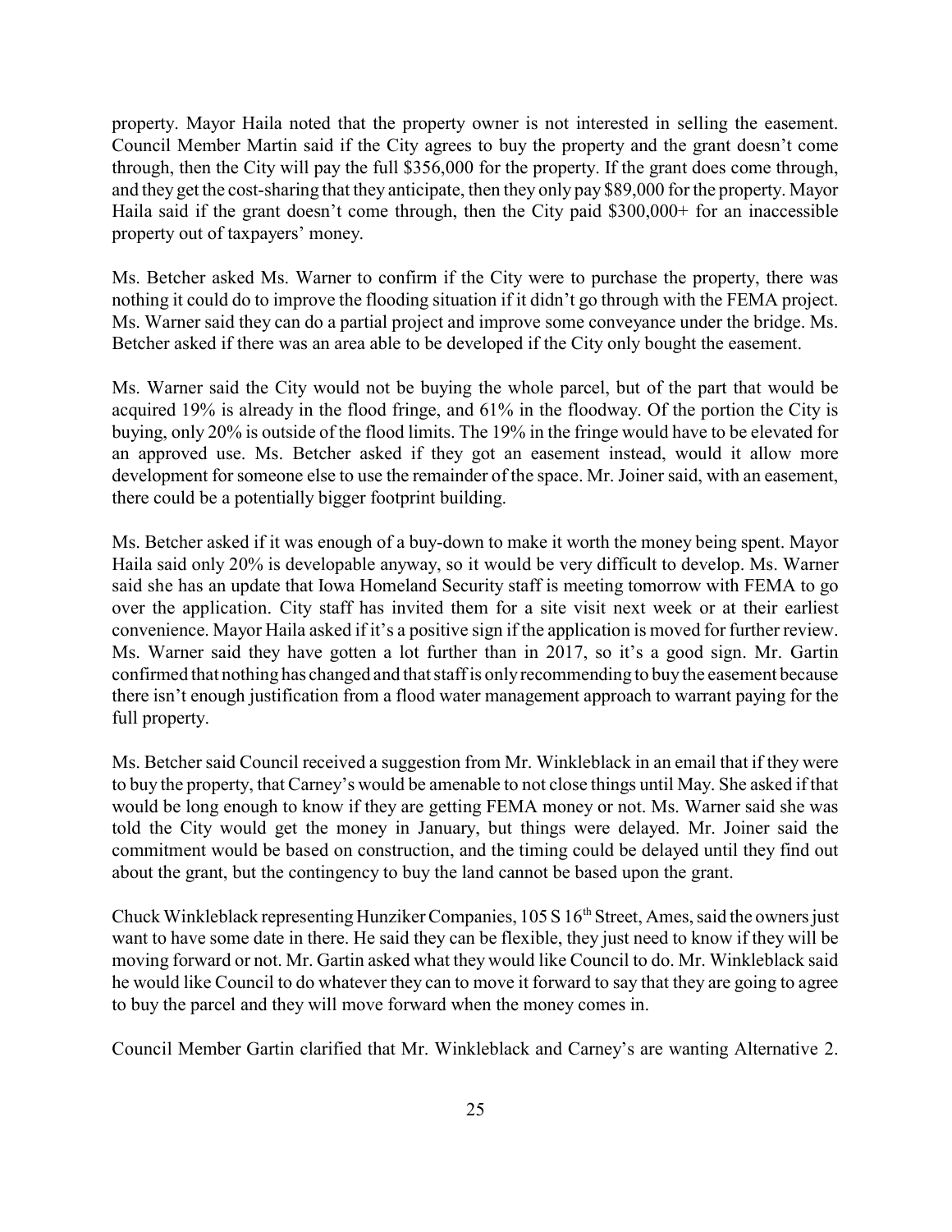property. Mayor Haila noted that the property owner is not interested in selling the easement. Council Member Martin said if the City agrees to buy the property and the grant doesn't come through, then the City will pay the full $356,000 for the property. If the grant does come through, and they get the cost-sharing that they anticipate, then they only pay $89,000 for the property. Mayor Haila said if the grant doesn't come through, then the City paid $300,000+ for an inaccessible property out of taxpayers' money.

Ms. Betcher asked Ms. Warner to confirm if the City were to purchase the property, there was nothing it could do to improve the flooding situation if it didn't go through with the FEMA project. Ms. Warner said they can do a partial project and improve some conveyance under the bridge. Ms. Betcher asked if there was an area able to be developed if the City only bought the easement.

Ms. Warner said the City would not be buying the whole parcel, but of the part that would be acquired 19% is already in the flood fringe, and 61% in the floodway. Of the portion the City is buying, only 20% is outside of the flood limits. The 19% in the fringe would have to be elevated for an approved use. Ms. Betcher asked if they got an easement instead, would it allow more development for someone else to use the remainder of the space. Mr. Joiner said, with an easement, there could be a potentially bigger footprint building.

Ms. Betcher asked if it was enough of a buy-down to make it worth the money being spent. Mayor Haila said only 20% is developable anyway, so it would be very difficult to develop. Ms. Warner said she has an update that Iowa Homeland Security staff is meeting tomorrow with FEMA to go over the application. City staff has invited them for a site visit next week or at their earliest convenience. Mayor Haila asked if it's a positive sign if the application is moved for further review. Ms. Warner said they have gotten a lot further than in 2017, so it's a good sign. Mr. Gartin confirmed that nothing has changed and that staff is only recommending to buy the easement because there isn't enough justification from a flood water management approach to warrant paying for the full property.

Ms. Betcher said Council received a suggestion from Mr. Winkleblack in an email that if they were to buy the property, that Carney's would be amenable to not close things until May. She asked if that would be long enough to know if they are getting FEMA money or not. Ms. Warner said she was told the City would get the money in January, but things were delayed. Mr. Joiner said the commitment would be based on construction, and the timing could be delayed until they find out about the grant, but the contingency to buy the land cannot be based upon the grant.

Chuck Winkleblack representing Hunziker Companies, 105 S 16th Street, Ames, said the owners just want to have some date in there. He said they can be flexible, they just need to know if they will be moving forward or not. Mr. Gartin asked what they would like Council to do. Mr. Winkleblack said he would like Council to do whatever they can to move it forward to say that they are going to agree to buy the parcel and they will move forward when the money comes in.

Council Member Gartin clarified that Mr. Winkleblack and Carney's are wanting Alternative 2.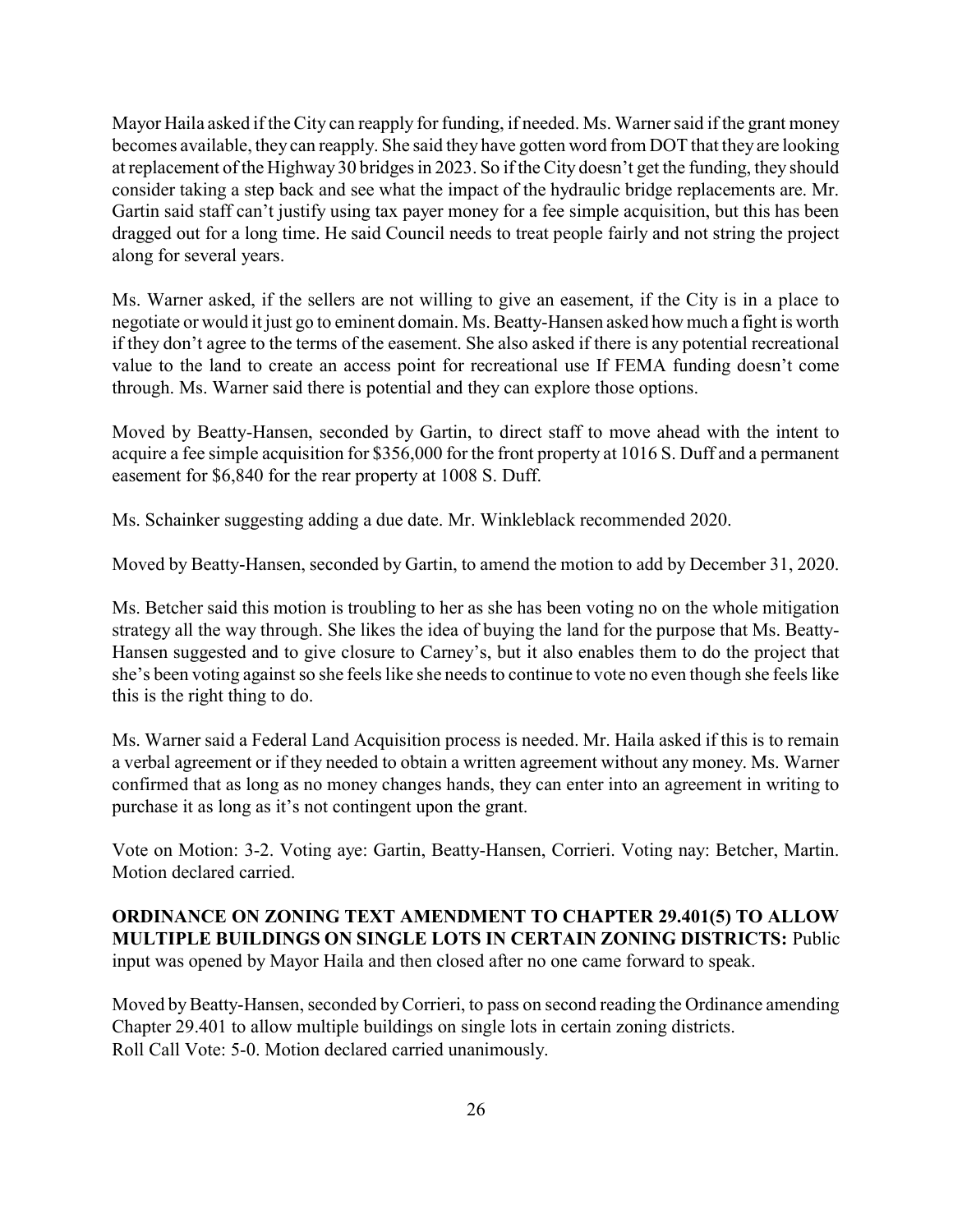Mayor Haila asked if the City can reapply for funding, if needed. Ms. Warner said if the grant money becomes available, they can reapply. She said they have gotten word from DOT that they are looking at replacement of the Highway 30 bridges in 2023. So if the City doesn't get the funding, they should consider taking a step back and see what the impact of the hydraulic bridge replacements are. Mr. Gartin said staff can't justify using tax payer money for a fee simple acquisition, but this has been dragged out for a long time. He said Council needs to treat people fairly and not string the project along for several years.

Ms. Warner asked, if the sellers are not willing to give an easement, if the City is in a place to negotiate or would it just go to eminent domain. Ms. Beatty-Hansen asked how much a fight is worth if they don't agree to the terms of the easement. She also asked if there is any potential recreational value to the land to create an access point for recreational use If FEMA funding doesn't come through. Ms. Warner said there is potential and they can explore those options.

Moved by Beatty-Hansen, seconded by Gartin, to direct staff to move ahead with the intent to acquire a fee simple acquisition for $356,000 for the front property at 1016 S. Duff and a permanent easement for $6,840 for the rear property at 1008 S. Duff.

Ms. Schainker suggesting adding a due date. Mr. Winkleblack recommended 2020.

Moved by Beatty-Hansen, seconded by Gartin, to amend the motion to add by December 31, 2020.

Ms. Betcher said this motion is troubling to her as she has been voting no on the whole mitigation strategy all the way through. She likes the idea of buying the land for the purpose that Ms. Beatty-Hansen suggested and to give closure to Carney's, but it also enables them to do the project that she's been voting against so she feels like she needs to continue to vote no even though she feels like this is the right thing to do.

Ms. Warner said a Federal Land Acquisition process is needed. Mr. Haila asked if this is to remain a verbal agreement or if they needed to obtain a written agreement without any money. Ms. Warner confirmed that as long as no money changes hands, they can enter into an agreement in writing to purchase it as long as it's not contingent upon the grant.

Vote on Motion: 3-2. Voting aye: Gartin, Beatty-Hansen, Corrieri. Voting nay: Betcher, Martin. Motion declared carried.

**ORDINANCE ON ZONING TEXT AMENDMENT TO CHAPTER 29.401(5) TO ALLOW MULTIPLE BUILDINGS ON SINGLE LOTS IN CERTAIN ZONING DISTRICTS:** Public input was opened by Mayor Haila and then closed after no one came forward to speak.

Moved by Beatty-Hansen, seconded by Corrieri, to pass on second reading the Ordinance amending Chapter 29.401 to allow multiple buildings on single lots in certain zoning districts.
Roll Call Vote: 5-0. Motion declared carried unanimously.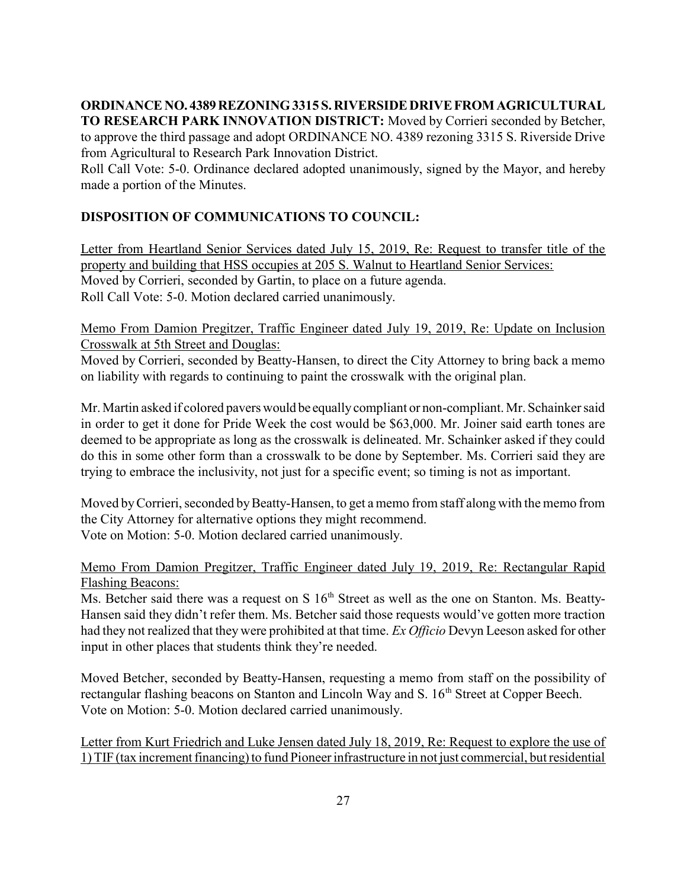**ORDINANCE NO. 4389 REZONING 3315 S. RIVERSIDE DRIVE FROM AGRICULTURAL TO RESEARCH PARK INNOVATION DISTRICT:** Moved by Corrieri seconded by Betcher, to approve the third passage and adopt ORDINANCE NO. 4389 rezoning 3315 S. Riverside Drive from Agricultural to Research Park Innovation District.
Roll Call Vote: 5-0. Ordinance declared adopted unanimously, signed by the Mayor, and hereby made a portion of the Minutes.

**DISPOSITION OF COMMUNICATIONS TO COUNCIL:**

Letter from Heartland Senior Services dated July 15, 2019, Re: Request to transfer title of the property and building that HSS occupies at 205 S. Walnut to Heartland Senior Services:
Moved by Corrieri, seconded by Gartin, to place on a future agenda.
Roll Call Vote: 5-0. Motion declared carried unanimously.

Memo From Damion Pregitzer, Traffic Engineer dated July 19, 2019, Re: Update on Inclusion Crosswalk at 5th Street and Douglas:
Moved by Corrieri, seconded by Beatty-Hansen, to direct the City Attorney to bring back a memo on liability with regards to continuing to paint the crosswalk with the original plan.

Mr. Martin asked if colored pavers would be equally compliant or non-compliant. Mr. Schainker said in order to get it done for Pride Week the cost would be $63,000. Mr. Joiner said earth tones are deemed to be appropriate as long as the crosswalk is delineated. Mr. Schainker asked if they could do this in some other form than a crosswalk to be done by September. Ms. Corrieri said they are trying to embrace the inclusivity, not just for a specific event; so timing is not as important.

Moved by Corrieri, seconded by Beatty-Hansen, to get a memo from staff along with the memo from the City Attorney for alternative options they might recommend.
Vote on Motion: 5-0. Motion declared carried unanimously.

Memo From Damion Pregitzer, Traffic Engineer dated July 19, 2019, Re: Rectangular Rapid Flashing Beacons:
Ms. Betcher said there was a request on S 16th Street as well as the one on Stanton. Ms. Beatty-Hansen said they didn't refer them. Ms. Betcher said those requests would've gotten more traction had they not realized that they were prohibited at that time. *Ex Officio* Devyn Leeson asked for other input in other places that students think they're needed.

Moved Betcher, seconded by Beatty-Hansen, requesting a memo from staff on the possibility of rectangular flashing beacons on Stanton and Lincoln Way and S. 16th Street at Copper Beech.
Vote on Motion: 5-0. Motion declared carried unanimously.

Letter from Kurt Friedrich and Luke Jensen dated July 18, 2019, Re: Request to explore the use of 1) TIF (tax increment financing) to fund Pioneer infrastructure in not just commercial, but residential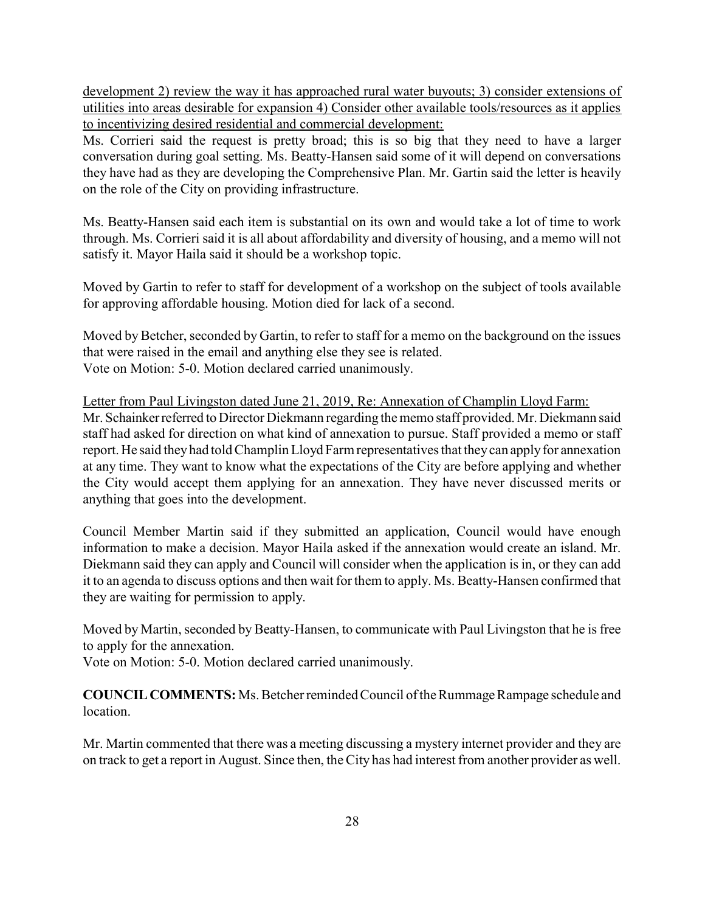development 2) review the way it has approached rural water buyouts; 3) consider extensions of utilities into areas desirable for expansion 4) Consider other available tools/resources as it applies to incentivizing desired residential and commercial development:

Ms. Corrieri said the request is pretty broad; this is so big that they need to have a larger conversation during goal setting. Ms. Beatty-Hansen said some of it will depend on conversations they have had as they are developing the Comprehensive Plan. Mr. Gartin said the letter is heavily on the role of the City on providing infrastructure.

Ms. Beatty-Hansen said each item is substantial on its own and would take a lot of time to work through. Ms. Corrieri said it is all about affordability and diversity of housing, and a memo will not satisfy it. Mayor Haila said it should be a workshop topic.

Moved by Gartin to refer to staff for development of a workshop on the subject of tools available for approving affordable housing. Motion died for lack of a second.

Moved by Betcher, seconded by Gartin, to refer to staff for a memo on the background on the issues that were raised in the email and anything else they see is related.
Vote on Motion: 5-0. Motion declared carried unanimously.

Letter from Paul Livingston dated June 21, 2019, Re: Annexation of Champlin Lloyd Farm:
Mr. Schainker referred to Director Diekmann regarding the memo staff provided. Mr. Diekmann said staff had asked for direction on what kind of annexation to pursue. Staff provided a memo or staff report. He said they had told Champlin Lloyd Farm representatives that they can apply for annexation at any time. They want to know what the expectations of the City are before applying and whether the City would accept them applying for an annexation. They have never discussed merits or anything that goes into the development.

Council Member Martin said if they submitted an application, Council would have enough information to make a decision. Mayor Haila asked if the annexation would create an island. Mr. Diekmann said they can apply and Council will consider when the application is in, or they can add it to an agenda to discuss options and then wait for them to apply. Ms. Beatty-Hansen confirmed that they are waiting for permission to apply.

Moved by Martin, seconded by Beatty-Hansen, to communicate with Paul Livingston that he is free to apply for the annexation.
Vote on Motion: 5-0. Motion declared carried unanimously.

**COUNCIL COMMENTS:** Ms. Betcher reminded Council of the Rummage Rampage schedule and location.

Mr. Martin commented that there was a meeting discussing a mystery internet provider and they are on track to get a report in August. Since then, the City has had interest from another provider as well.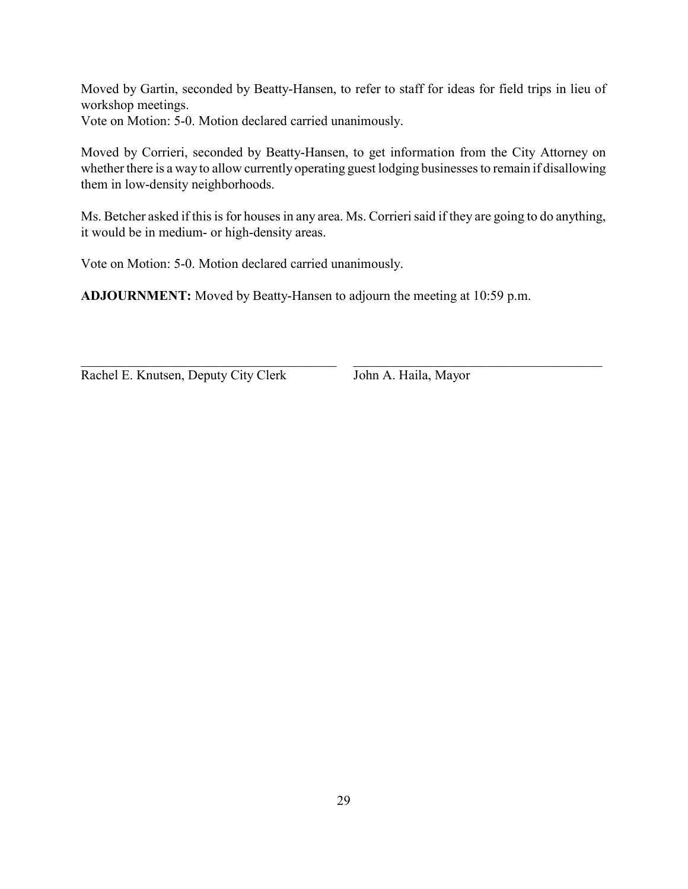Moved by Gartin, seconded by Beatty-Hansen, to refer to staff for ideas for field trips in lieu of workshop meetings.
Vote on Motion: 5-0. Motion declared carried unanimously.

Moved by Corrieri, seconded by Beatty-Hansen, to get information from the City Attorney on whether there is a way to allow currently operating guest lodging businesses to remain if disallowing them in low-density neighborhoods.

Ms. Betcher asked if this is for houses in any area. Ms. Corrieri said if they are going to do anything, it would be in medium- or high-density areas.

Vote on Motion: 5-0. Motion declared carried unanimously.

**ADJOURNMENT:** Moved by Beatty-Hansen to adjourn the meeting at 10:59 p.m.

\_\_\_\_\_\_\_\_\_\_\_\_\_\_\_\_\_\_\_\_\_\_\_\_\_\_\_\_\_\_\_\_\_\_\_\_\_\_
Rachel E. Knutsen, Deputy City Clerk

\_\_\_\_\_\_\_\_\_\_\_\_\_\_\_\_\_\_\_\_\_\_\_\_\_\_\_\_\_\_\_\_\_\_\_\_\_\_
John A. Haila, Mayor